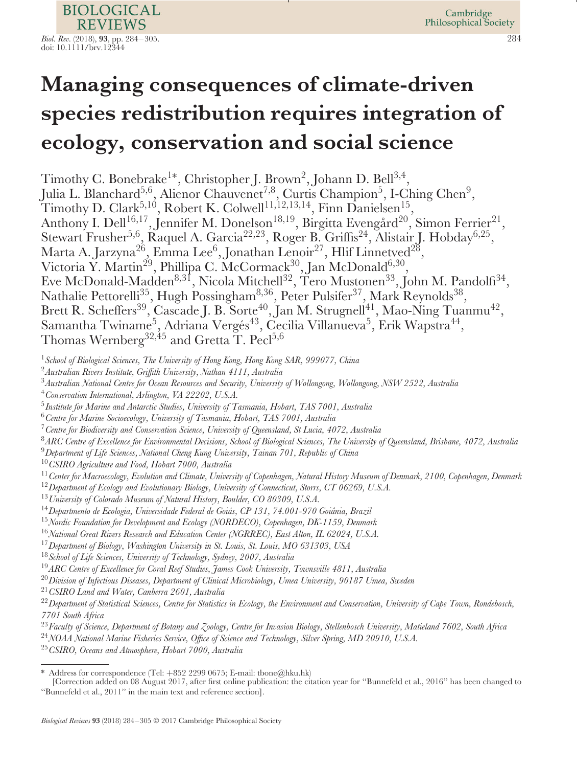# Managing consequences of climate-driven species redistribution requires integration of ecology, conservation and social science

Timothy C. Bonebrake[1]*, Christopher J. Brown[2], Johann D. Bell[3,4], Julia L. Blanchard[5,6], Alienor Chauvenet[7,8], Curtis Champion[5], I-Ching Chen[9], Timothy D. Clark[5,10], Robert K. Colwell[11,12,13,14], Finn Danielsen[15], Anthony I. Dell[16,17], Jennifer M. Donelson[18,19], Birgitta Evengård[20], Simon Ferrier[21], Stewart Frusher[5,6], Raquel A. Garcia[22,23], Roger B. Griffis[24], Alistair J. Hobday[6,25], Marta A. Jarzyna[26], Emma Lee[6], Jonathan Lenoir[27], Hlif Linnetved[28], Victoria Y. Martin[29], Phillipa C. McCormack[30], Jan McDonald[6,30], Eve McDonald-Madden[8,31], Nicola Mitchell[32], Tero Mustonen[33], John M. Pandolfi[34], Nathalie Pettorelli[35], Hugh Possingham[8,36], Peter Pulsifer[37], Mark Reynolds[38], Brett R. Scheffers[39], Cascade J. B. Sorte[40], Jan M. Strugnell[41], Mao-Ning Tuanmu[42], Samantha Twiname[5], Adriana Vergés[43], Cecilia Villanueva[5], Erik Wapstra[44], Thomas Wernberg[32,45] and Gretta T. Pecl[5,6]

[1] *School of Biological Sciences, The University of Hong Kong, Hong Kong SAR, 999077, China*
[2] *Australian Rivers Institute, Griffith University, Nathan 4111, Australia*
[3] *Australian National Centre for Ocean Resources and Security, University of Wollongong, Wollongong, NSW 2522, Australia*
[4] *Conservation International, Arlington, VA 22202, U.S.A.*
[5] *Institute for Marine and Antarctic Studies, University of Tasmania, Hobart, TAS 7001, Australia*
[6] *Centre for Marine Socioecology, University of Tasmania, Hobart, TAS 7001, Australia*
[7] *Centre for Biodiversity and Conservation Science, University of Queensland, St Lucia, 4072, Australia*
[8] *ARC Centre of Excellence for Environmental Decisions, School of Biological Sciences, The University of Queensland, Brisbane, 4072, Australia*
[9] *Department of Life Sciences, National Cheng Kung University, Tainan 701, Republic of China*
[10] *CSIRO Agriculture and Food, Hobart 7000, Australia*
[11] *Center for Macroecology, Evolution and Climate, University of Copenhagen, Natural History Museum of Denmark, 2100, Copenhagen, Denmark*
[12] *Department of Ecology and Evolutionary Biology, University of Connecticut, Storrs, CT 06269, U.S.A.*
[13] *University of Colorado Museum of Natural History, Boulder, CO 80309, U.S.A.*
[14] *Departmento de Ecologia, Universidade Federal de Goiás, CP 131, 74.001-970 Goiânia, Brazil*
[15] *Nordic Foundation for Development and Ecology (NORDECO), Copenhagen, DK-1159, Denmark*
[16] *National Great Rivers Research and Education Center (NGRREC), East Alton, IL 62024, U.S.A.*
[17] *Department of Biology, Washington University in St. Louis, St. Louis, MO 631303, USA*
[18] *School of Life Sciences, University of Technology, Sydney, 2007, Australia*
[19] *ARC Centre of Excellence for Coral Reef Studies, James Cook University, Townsville 4811, Australia*
[20] *Division of Infectious Diseases, Department of Clinical Microbiology, Umea University, 90187 Umea, Sweden*
[21] *CSIRO Land and Water, Canberra 2601, Australia*
[22] *Department of Statistical Sciences, Centre for Statistics in Ecology, the Environment and Conservation, University of Cape Town, Rondebosch, 7701 South Africa*
[23] *Faculty of Science, Department of Botany and Zoology, Centre for Invasion Biology, Stellenbosch University, Matieland 7602, South Africa*
[24] *NOAA National Marine Fisheries Service, Office of Science and Technology, Silver Spring, MD 20910, U.S.A.*
[25] *CSIRO, Oceans and Atmosphere, Hobart 7000, Australia*

* Address for correspondence (Tel: +852 2299 0675; E-mail: tbone@hku.hk)
[Correction added on 08 August 2017, after first online publication: the citation year for "Bunnefeld et al., 2016" has been changed to "Bunnefeld et al., 2011" in the main text and reference section].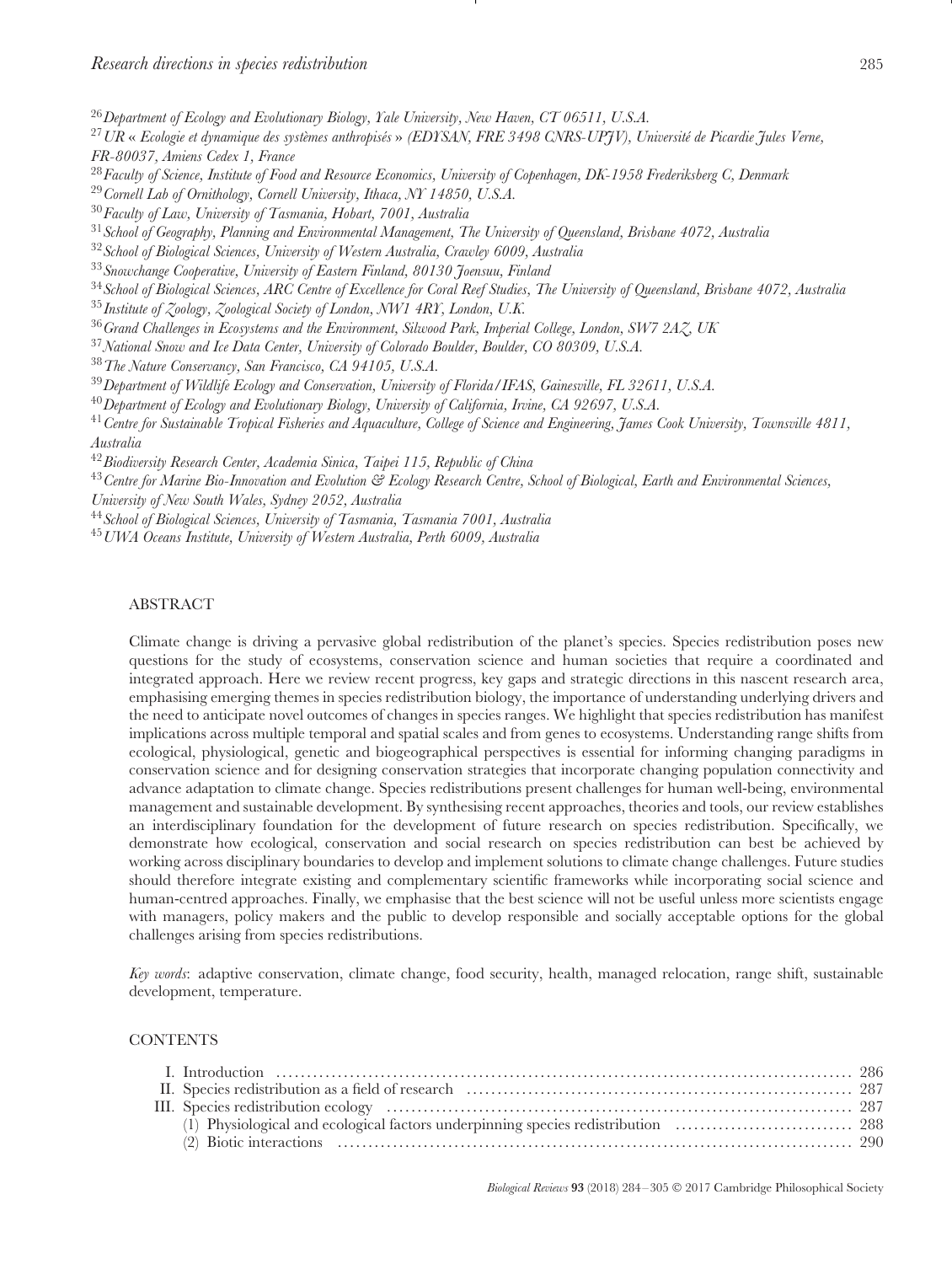[26] *Department of Ecology and Evolutionary Biology, Yale University, New Haven, CT 06511, U.S.A.*
[27] *UR « Ecologie et dynamique des systèmes anthropisés » (EDYSAN, FRE 3498 CNRS-UPJV), Université de Picardie Jules Verne, FR-80037, Amiens Cedex 1, France*
[28] *Faculty of Science, Institute of Food and Resource Economics, University of Copenhagen, DK-1958 Frederiksberg C, Denmark*
[29] *Cornell Lab of Ornithology, Cornell University, Ithaca, NY 14850, U.S.A.*
[30] *Faculty of Law, University of Tasmania, Hobart, 7001, Australia*
[31] *School of Geography, Planning and Environmental Management, The University of Queensland, Brisbane 4072, Australia*
[32] *School of Biological Sciences, University of Western Australia, Crawley 6009, Australia*
[33] *Snowchange Cooperative, University of Eastern Finland, 80130 Joensuu, Finland*
[34] *School of Biological Sciences, ARC Centre of Excellence for Coral Reef Studies, The University of Queensland, Brisbane 4072, Australia*
[35] *Institute of Zoology, Zoological Society of London, NW1 4RY, London, U.K.*
[36] *Grand Challenges in Ecosystems and the Environment, Silwood Park, Imperial College, London, SW7 2AZ, UK*
[37] *National Snow and Ice Data Center, University of Colorado Boulder, Boulder, CO 80309, U.S.A.*
[38] *The Nature Conservancy, San Francisco, CA 94105, U.S.A.*
[39] *Department of Wildlife Ecology and Conservation, University of Florida/IFAS, Gainesville, FL 32611, U.S.A.*
[40] *Department of Ecology and Evolutionary Biology, University of California, Irvine, CA 92697, U.S.A.*
[41] *Centre for Sustainable Tropical Fisheries and Aquaculture, College of Science and Engineering, James Cook University, Townsville 4811, Australia*
[42] *Biodiversity Research Center, Academia Sinica, Taipei 115, Republic of China*
[43] *Centre for Marine Bio-Innovation and Evolution & Ecology Research Centre, School of Biological, Earth and Environmental Sciences, University of New South Wales, Sydney 2052, Australia*
[44] *School of Biological Sciences, University of Tasmania, Tasmania 7001, Australia*
[45] *UWA Oceans Institute, University of Western Australia, Perth 6009, Australia*

## ABSTRACT

Climate change is driving a pervasive global redistribution of the planet's species. Species redistribution poses new questions for the study of ecosystems, conservation science and human societies that require a coordinated and integrated approach. Here we review recent progress, key gaps and strategic directions in this nascent research area, emphasising emerging themes in species redistribution biology, the importance of understanding underlying drivers and the need to anticipate novel outcomes of changes in species ranges. We highlight that species redistribution has manifest implications across multiple temporal and spatial scales and from genes to ecosystems. Understanding range shifts from ecological, physiological, genetic and biogeographical perspectives is essential for informing changing paradigms in conservation science and for designing conservation strategies that incorporate changing population connectivity and advance adaptation to climate change. Species redistributions present challenges for human well-being, environmental management and sustainable development. By synthesising recent approaches, theories and tools, our review establishes an interdisciplinary foundation for the development of future research on species redistribution. Specifically, we demonstrate how ecological, conservation and social research on species redistribution can best be achieved by working across disciplinary boundaries to develop and implement solutions to climate change challenges. Future studies should therefore integrate existing and complementary scientific frameworks while incorporating social science and human-centred approaches. Finally, we emphasise that the best science will not be useful unless more scientists engage with managers, policy makers and the public to develop responsible and socially acceptable options for the global challenges arising from species redistributions.

*Key words*: adaptive conservation, climate change, food security, health, managed relocation, range shift, sustainable development, temperature.

## CONTENTS

I. Introduction ........ 286
II. Species redistribution as a field of research ........ 287
III. Species redistribution ecology ........ 287
 (1) Physiological and ecological factors underpinning species redistribution ........ 288
 (2) Biotic interactions ........ 290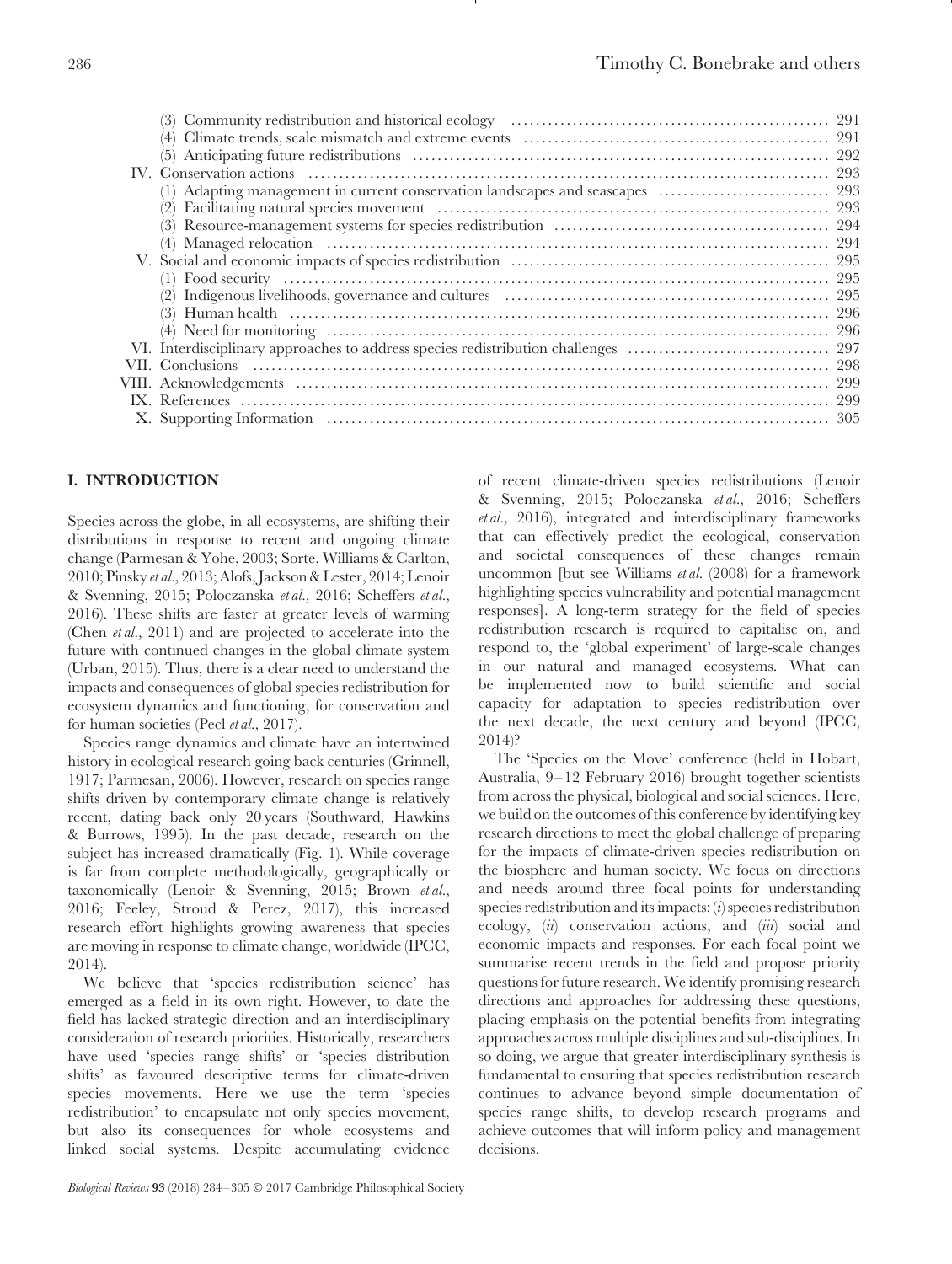(3) Community redistribution and historical ecology ..................................................... 291
(4) Climate trends, scale mismatch and extreme events ..................................................... 291
(5) Anticipating future redistributions ..................................................... 292

IV. Conservation actions ..................................................... 293
(1) Adapting management in current conservation landscapes and seascapes ..................................................... 293
(2) Facilitating natural species movement ..................................................... 293
(3) Resource-management systems for species redistribution ..................................................... 294
(4) Managed relocation ..................................................... 294

V. Social and economic impacts of species redistribution ..................................................... 295
(1) Food security ..................................................... 295
(2) Indigenous livelihoods, governance and cultures ..................................................... 295
(3) Human health ..................................................... 296
(4) Need for monitoring ..................................................... 296

VI. Interdisciplinary approaches to address species redistribution challenges ..................................................... 297
VII. Conclusions ..................................................... 298
VIII. Acknowledgements ..................................................... 299
IX. References ..................................................... 299
X. Supporting Information ..................................................... 305

## I. INTRODUCTION

Species across the globe, in all ecosystems, are shifting their distributions in response to recent and ongoing climate change (Parmesan & Yohe, 2003; Sorte, Williams & Carlton, 2010; Pinsky *et al.*, 2013; Alofs, Jackson & Lester, 2014; Lenoir & Svenning, 2015; Poloczanska *et al.*, 2016; Scheffers *et al.*, 2016). These shifts are faster at greater levels of warming (Chen *et al.*, 2011) and are projected to accelerate into the future with continued changes in the global climate system (Urban, 2015). Thus, there is a clear need to understand the impacts and consequences of global species redistribution for ecosystem dynamics and functioning, for conservation and for human societies (Pecl *et al.*, 2017).

Species range dynamics and climate have an intertwined history in ecological research going back centuries (Grinnell, 1917; Parmesan, 2006). However, research on species range shifts driven by contemporary climate change is relatively recent, dating back only 20 years (Southward, Hawkins & Burrows, 1995). In the past decade, research on the subject has increased dramatically (Fig. 1). While coverage is far from complete methodologically, geographically or taxonomically (Lenoir & Svenning, 2015; Brown *et al.*, 2016; Feeley, Stroud & Perez, 2017), this increased research effort highlights growing awareness that species are moving in response to climate change, worldwide (IPCC, 2014).

We believe that 'species redistribution science' has emerged as a field in its own right. However, to date the field has lacked strategic direction and an interdisciplinary consideration of research priorities. Historically, researchers have used 'species range shifts' or 'species distribution shifts' as favoured descriptive terms for climate-driven species movements. Here we use the term 'species redistribution' to encapsulate not only species movement, but also its consequences for whole ecosystems and linked social systems. Despite accumulating evidence of recent climate-driven species redistributions (Lenoir & Svenning, 2015; Poloczanska *et al.*, 2016; Scheffers *et al.*, 2016), integrated and interdisciplinary frameworks that can effectively predict the ecological, conservation and societal consequences of these changes remain uncommon [but see Williams *et al.* (2008) for a framework highlighting species vulnerability and potential management responses]. A long-term strategy for the field of species redistribution research is required to capitalise on, and respond to, the 'global experiment' of large-scale changes in our natural and managed ecosystems. What can be implemented now to build scientific and social capacity for adaptation to species redistribution over the next decade, the next century and beyond (IPCC, 2014)?

The 'Species on the Move' conference (held in Hobart, Australia, 9–12 February 2016) brought together scientists from across the physical, biological and social sciences. Here, we build on the outcomes of this conference by identifying key research directions to meet the global challenge of preparing for the impacts of climate-driven species redistribution on the biosphere and human society. We focus on directions and needs around three focal points for understanding species redistribution and its impacts: (*i*) species redistribution ecology, (*ii*) conservation actions, and (*iii*) social and economic impacts and responses. For each focal point we summarise recent trends in the field and propose priority questions for future research. We identify promising research directions and approaches for addressing these questions, placing emphasis on the potential benefits from integrating approaches across multiple disciplines and sub-disciplines. In so doing, we argue that greater interdisciplinary synthesis is fundamental to ensuring that species redistribution research continues to advance beyond simple documentation of species range shifts, to develop research programs and achieve outcomes that will inform policy and management decisions.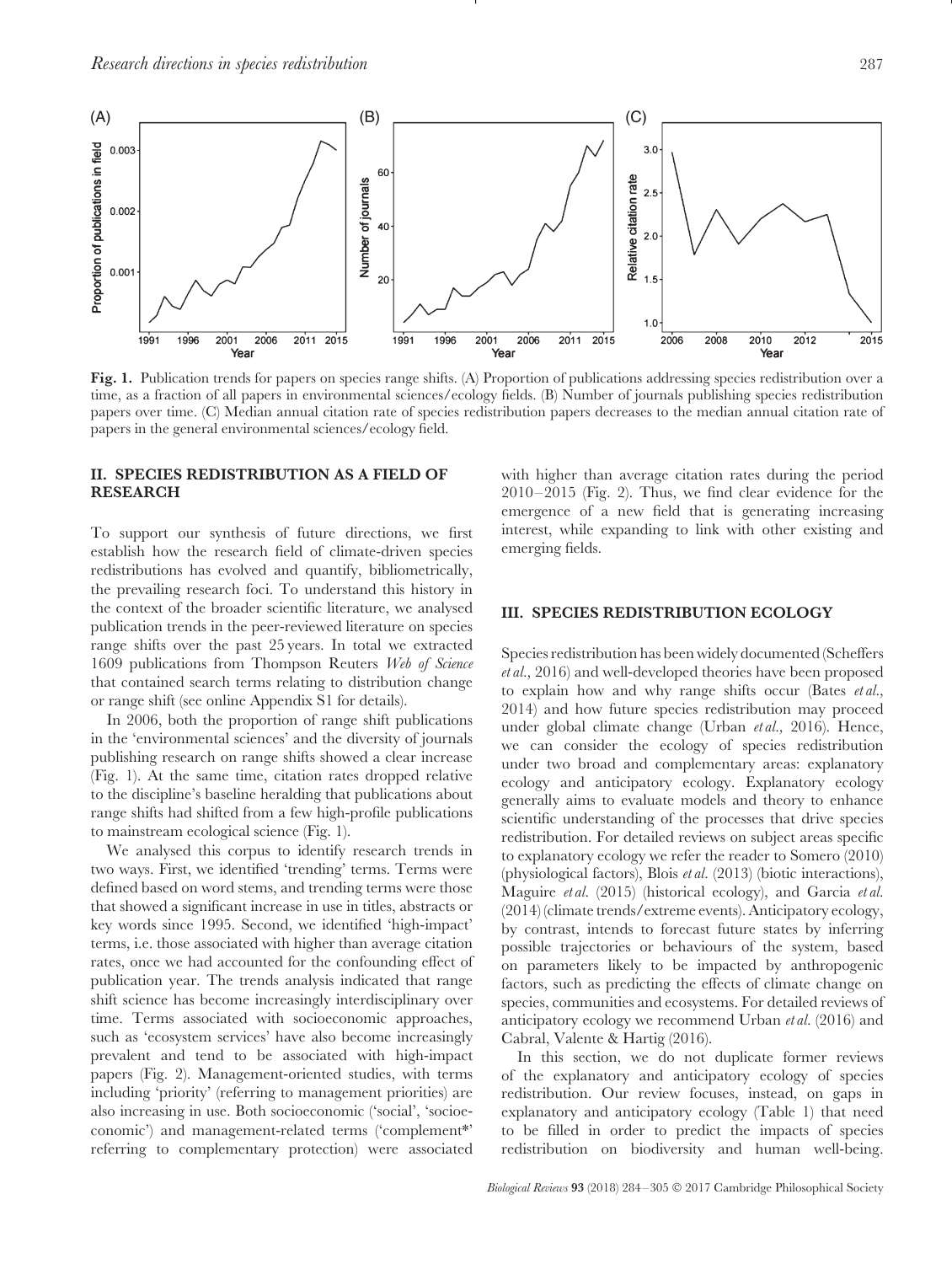(A)

Proportion of publications in field

0.001

0.002

0.003

1991 1996 2001 2006 2011 2015

Year

(B)

Number of journals

20

40

60

1991 1996 2001 2006 2011 2015

Year

(C)

Relative citation rate

1.0

1.5

2.0

2.5

3.0

2006 2008 2010 2012 2015

Year

**Fig. 1.** Publication trends for papers on species range shifts. (A) Proportion of publications addressing species redistribution over a time, as a fraction of all papers in environmental sciences/ecology fields. (B) Number of journals publishing species redistribution papers over time. (C) Median annual citation rate of species redistribution papers decreases to the median annual citation rate of papers in the general environmental sciences/ecology field.

## II. SPECIES REDISTRIBUTION AS A FIELD OF RESEARCH

To support our synthesis of future directions, we first establish how the research field of climate-driven species redistributions has evolved and quantify, bibliometrically, the prevailing research foci. To understand this history in the context of the broader scientific literature, we analysed publication trends in the peer-reviewed literature on species range shifts over the past 25 years. In total we extracted 1609 publications from Thompson Reuters *Web of Science* that contained search terms relating to distribution change or range shift (see online Appendix S1 for details).

In 2006, both the proportion of range shift publications in the 'environmental sciences' and the diversity of journals publishing research on range shifts showed a clear increase (Fig. 1). At the same time, citation rates dropped relative to the discipline's baseline heralding that publications about range shifts had shifted from a few high-profile publications to mainstream ecological science (Fig. 1).

We analysed this corpus to identify research trends in two ways. First, we identified 'trending' terms. Terms were defined based on word stems, and trending terms were those that showed a significant increase in use in titles, abstracts or key words since 1995. Second, we identified 'high-impact' terms, i.e. those associated with higher than average citation rates, once we had accounted for the confounding effect of publication year. The trends analysis indicated that range shift science has become increasingly interdisciplinary over time. Terms associated with socioeconomic approaches, such as 'ecosystem services' have also become increasingly prevalent and tend to be associated with high-impact papers (Fig. 2). Management-oriented studies, with terms including 'priority' (referring to management priorities) are also increasing in use. Both socioeconomic ('social', 'socioeconomic') and management-related terms ('complement*' referring to complementary protection) were associated with higher than average citation rates during the period 2010–2015 (Fig. 2). Thus, we find clear evidence for the emergence of a new field that is generating increasing interest, while expanding to link with other existing and emerging fields.

## III. SPECIES REDISTRIBUTION ECOLOGY

Species redistribution has been widely documented (Scheffers *et al.,* 2016) and well-developed theories have been proposed to explain how and why range shifts occur (Bates *et al.,* 2014) and how future species redistribution may proceed under global climate change (Urban *et al.,* 2016). Hence, we can consider the ecology of species redistribution under two broad and complementary areas: explanatory ecology and anticipatory ecology. Explanatory ecology generally aims to evaluate models and theory to enhance scientific understanding of the processes that drive species redistribution. For detailed reviews on subject areas specific to explanatory ecology we refer the reader to Somero (2010) (physiological factors), Blois *et al.* (2013) (biotic interactions), Maguire *et al.* (2015) (historical ecology), and Garcia *et al.* (2014) (climate trends/extreme events). Anticipatory ecology, by contrast, intends to forecast future states by inferring possible trajectories or behaviours of the system, based on parameters likely to be impacted by anthropogenic factors, such as predicting the effects of climate change on species, communities and ecosystems. For detailed reviews of anticipatory ecology we recommend Urban *et al.* (2016) and Cabral, Valente & Hartig (2016).

In this section, we do not duplicate former reviews of the explanatory and anticipatory ecology of species redistribution. Our review focuses, instead, on gaps in explanatory and anticipatory ecology (Table 1) that need to be filled in order to predict the impacts of species redistribution on biodiversity and human well-being.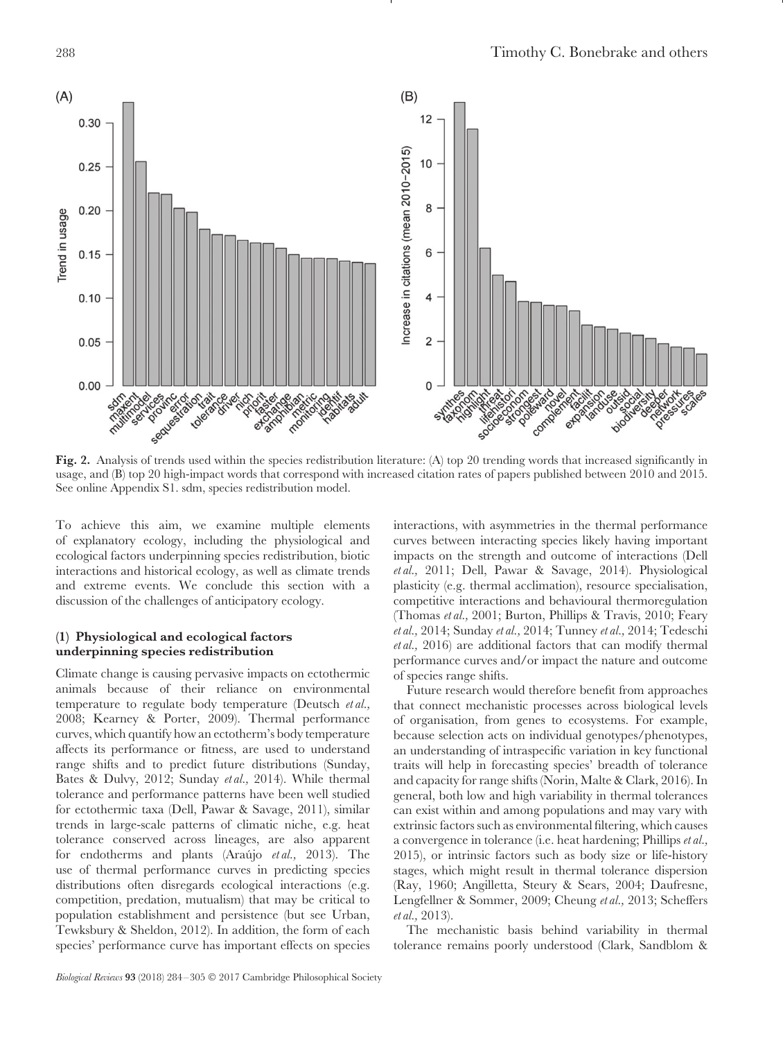**Fig. 2.** Analysis of trends used within the species redistribution literature: (A) top 20 trending words that increased significantly in usage, and (B) top 20 high-impact words that correspond with increased citation rates of papers published between 2010 and 2015. See online Appendix S1. sdm, species redistribution model.

To achieve this aim, we examine multiple elements of explanatory ecology, including the physiological and ecological factors underpinning species redistribution, biotic interactions and historical ecology, as well as climate trends and extreme events. We conclude this section with a discussion of the challenges of anticipatory ecology.

### (1) Physiological and ecological factors underpinning species redistribution

Climate change is causing pervasive impacts on ectothermic animals because of their reliance on environmental temperature to regulate body temperature (Deutsch *et al.,* 2008; Kearney & Porter, 2009). Thermal performance curves, which quantify how an ectotherm's body temperature affects its performance or fitness, are used to understand range shifts and to predict future distributions (Sunday, Bates & Dulvy, 2012; Sunday *et al.,* 2014). While thermal tolerance and performance patterns have been well studied for ectothermic taxa (Dell, Pawar & Savage, 2011), similar trends in large-scale patterns of climatic niche, e.g. heat tolerance conserved across lineages, are also apparent for endotherms and plants (Araújo *et al.,* 2013). The use of thermal performance curves in predicting species distributions often disregards ecological interactions (e.g. competition, predation, mutualism) that may be critical to population establishment and persistence (but see Urban, Tewksbury & Sheldon, 2012). In addition, the form of each species' performance curve has important effects on species interactions, with asymmetries in the thermal performance curves between interacting species likely having important impacts on the strength and outcome of interactions (Dell *et al.,* 2011; Dell, Pawar & Savage, 2014). Physiological plasticity (e.g. thermal acclimation), resource specialisation, competitive interactions and behavioural thermoregulation (Thomas *et al.,* 2001; Burton, Phillips & Travis, 2010; Feary *et al.,* 2014; Sunday *et al.,* 2014; Tunney *et al.,* 2014; Tedeschi *et al.,* 2016) are additional factors that can modify thermal performance curves and/or impact the nature and outcome of species range shifts.

Future research would therefore benefit from approaches that connect mechanistic processes across biological levels of organisation, from genes to ecosystems. For example, because selection acts on individual genotypes/phenotypes, an understanding of intraspecific variation in key functional traits will help in forecasting species' breadth of tolerance and capacity for range shifts (Norin, Malte & Clark, 2016). In general, both low and high variability in thermal tolerances can exist within and among populations and may vary with extrinsic factors such as environmental filtering, which causes a convergence in tolerance (i.e. heat hardening; Phillips *et al.,* 2015), or intrinsic factors such as body size or life-history stages, which might result in thermal tolerance dispersion (Ray, 1960; Angilletta, Steury & Sears, 2004; Daufresne, Lengfellner & Sommer, 2009; Cheung *et al.,* 2013; Scheffers *et al.,* 2013).

The mechanistic basis behind variability in thermal tolerance remains poorly understood (Clark, Sandblom &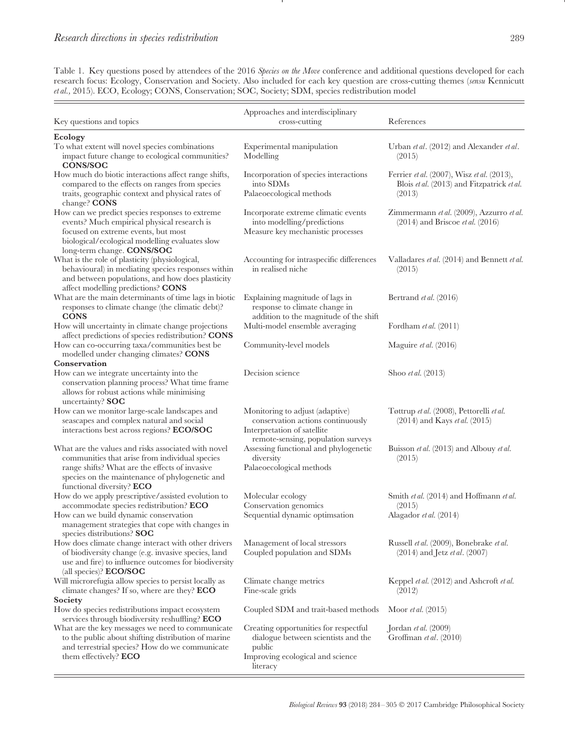Table 1. Key questions posed by attendees of the 2016 *Species on the Move* conference and additional questions developed for each research focus: Ecology, Conservation and Society. Also included for each key question are cross-cutting themes (*sensu* Kennicutt *et al.*, 2015). ECO, Ecology; CONS, Conservation; SOC, Society; SDM, species redistribution model

| Key questions and topics | Approaches and interdisciplinary cross-cutting | References |
|---|---|---|
| **Ecology** | | |
| To what extent will novel species combinations impact future change to ecological communities? **CONS/SOC** | Experimental manipulation<br>Modelling | Urban *et al*. (2012) and Alexander *et al*. (2015) |
| How much do biotic interactions affect range shifts, compared to the effects on ranges from species traits, geographic context and physical rates of change? **CONS** | Incorporation of species interactions into SDMs<br>Palaeoecological methods | Ferrier *et al.* (2007), Wisz *et al.* (2013), Blois *et al.* (2013) and Fitzpatrick *et al.* (2013) |
| How can we predict species responses to extreme events? Much empirical physical research is focused on extreme events, but most biological/ecological modelling evaluates slow long-term change. **CONS/SOC** | Incorporate extreme climatic events into modelling/predictions<br>Measure key mechanistic processes | Zimmermann *et al.* (2009), Azzurro *et al.* (2014) and Briscoe *et al.* (2016) |
| What is the role of plasticity (physiological, behavioural) in mediating species responses within and between populations, and how does plasticity affect modelling predictions? **CONS** | Accounting for intraspecific differences in realised niche | Valladares *et al.* (2014) and Bennett *et al.* (2015) |
| What are the main determinants of time lags in biotic responses to climate change (the climatic debt)? **CONS** | Explaining magnitude of lags in response to climate change in addition to the magnitude of the shift | Bertrand *et al.* (2016) |
| How will uncertainty in climate change projections affect predictions of species redistribution? **CONS** | Multi-model ensemble averaging | Fordham *et al.* (2011) |
| How can co-occurring taxa/communities best be modelled under changing climates? **CONS** | Community-level models | Maguire *et al.* (2016) |
| **Conservation** | | |
| How can we integrate uncertainty into the conservation planning process? What time frame allows for robust actions while minimising uncertainty? **SOC** | Decision science | Shoo *et al.* (2013) |
| How can we monitor large-scale landscapes and seascapes and complex natural and social interactions best across regions? **ECO/SOC** | Monitoring to adjust (adaptive) conservation actions continuously<br>Interpretation of satellite remote-sensing, population surveys | Tøttrup *et al.* (2008), Pettorelli *et al.* (2014) and Kays *et al.* (2015) |
| What are the values and risks associated with novel communities that arise from individual species range shifts? What are the effects of invasive species on the maintenance of phylogenetic and functional diversity? **ECO** | Assessing functional and phylogenetic diversity<br>Palaeoecological methods | Buisson *et al.* (2013) and Albouy *et al.* (2015) |
| How do we apply prescriptive/assisted evolution to accommodate species redistribution? **ECO** | Molecular ecology<br>Conservation genomics | Smith *et al.* (2014) and Hoffmann *et al.* (2015) |
| How can we build dynamic conservation management strategies that cope with changes in species distributions? **SOC** | Sequential dynamic optimsation | Alagador *et al.* (2014) |
| How does climate change interact with other drivers of biodiversity change (e.g. invasive species, land use and fire) to influence outcomes for biodiversity (all species)? **ECO/SOC** | Management of local stressors<br>Coupled population and SDMs | Russell *et al.* (2009), Bonebrake *et al.* (2014) and Jetz *et al*. (2007) |
| Will microrefugia allow species to persist locally as climate changes? If so, where are they? **ECO** | Climate change metrics<br>Fine-scale grids | Keppel *et al.* (2012) and Ashcroft *et al.* (2012) |
| **Society** | | |
| How do species redistributions impact ecosystem services through biodiversity reshuffling? **ECO** | Coupled SDM and trait-based methods | Moor *et al.* (2015) |
| What are the key messages we need to communicate to the public about shifting distribution of marine and terrestrial species? How do we communicate them effectively? **ECO** | Creating opportunities for respectful dialogue between scientists and the public<br>Improving ecological and science literacy | Jordan *et al.* (2009)<br>Groffman *et al*. (2010) |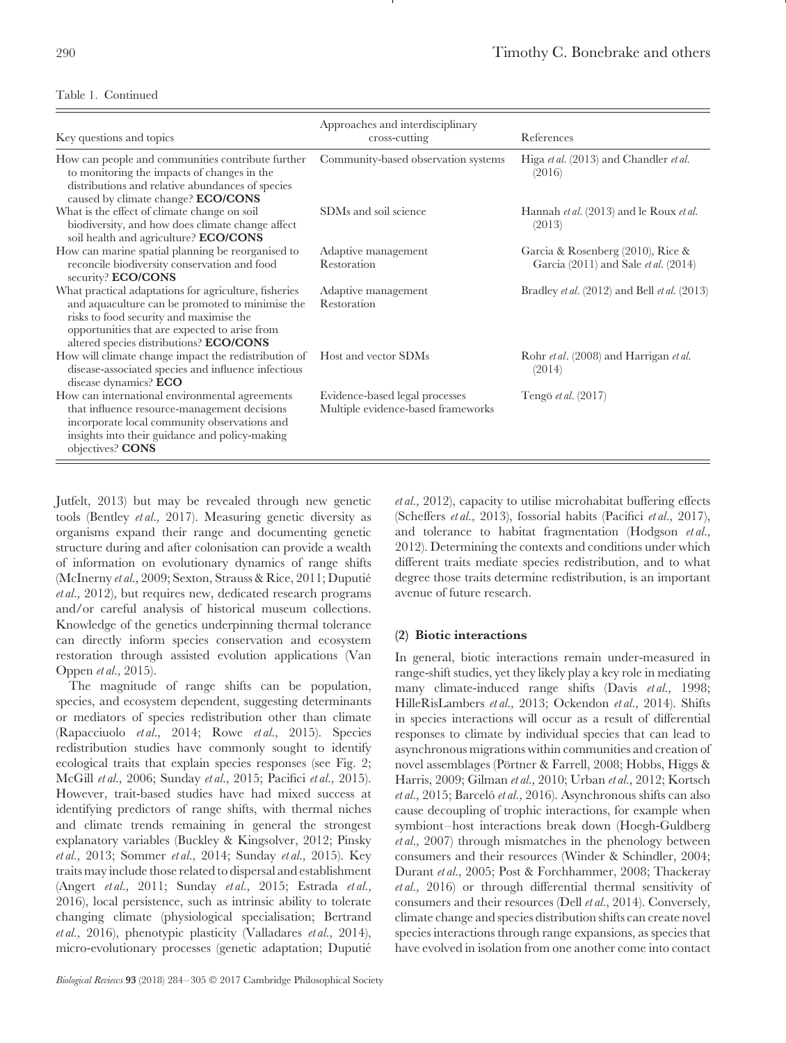Table 1. Continued

| Key questions and topics | Approaches and interdisciplinary cross-cutting | References |
|---|---|---|
| How can people and communities contribute further to monitoring the impacts of changes in the distributions and relative abundances of species caused by climate change? **ECO/CONS** | Community-based observation systems | Higa *et al.* (2013) and Chandler *et al.* (2016) |
| What is the effect of climate change on soil biodiversity, and how does climate change affect soil health and agriculture? **ECO/CONS** | SDMs and soil science | Hannah *et al.* (2013) and le Roux *et al.* (2013) |
| How can marine spatial planning be reorganised to reconcile biodiversity conservation and food security? **ECO/CONS** | Adaptive management<br>Restoration | Garcia & Rosenberg (2010), Rice & Garcia (2011) and Sale *et al.* (2014) |
| What practical adaptations for agriculture, fisheries and aquaculture can be promoted to minimise the risks to food security and maximise the opportunities that are expected to arise from altered species distributions? **ECO/CONS** | Adaptive management<br>Restoration | Bradley *et al.* (2012) and Bell *et al.* (2013) |
| How will climate change impact the redistribution of disease-associated species and influence infectious disease dynamics? **ECO** | Host and vector SDMs | Rohr *et al.* (2008) and Harrigan *et al.* (2014) |
| How can international environmental agreements that influence resource-management decisions incorporate local community observations and insights into their guidance and policy-making objectives? **CONS** | Evidence-based legal processes<br>Multiple evidence-based frameworks | Tengö *et al.* (2017) |

Jutfelt, 2013) but may be revealed through new genetic tools (Bentley *et al.,* 2017). Measuring genetic diversity as organisms expand their range and documenting genetic structure during and after colonisation can provide a wealth of information on evolutionary dynamics of range shifts (McInerny *et al.,* 2009; Sexton, Strauss & Rice, 2011; Duputié *et al.,* 2012), but requires new, dedicated research programs and/or careful analysis of historical museum collections. Knowledge of the genetics underpinning thermal tolerance can directly inform species conservation and ecosystem restoration through assisted evolution applications (Van Oppen *et al.,* 2015).

The magnitude of range shifts can be population, species, and ecosystem dependent, suggesting determinants or mediators of species redistribution other than climate (Rapacciuolo *et al.,* 2014; Rowe *et al.,* 2015). Species redistribution studies have commonly sought to identify ecological traits that explain species responses (see Fig. 2; McGill *et al.,* 2006; Sunday *et al.,* 2015; Pacifici *et al.,* 2015). However, trait-based studies have had mixed success at identifying predictors of range shifts, with thermal niches and climate trends remaining in general the strongest explanatory variables (Buckley & Kingsolver, 2012; Pinsky *et al.,* 2013; Sommer *et al.,* 2014; Sunday *et al.,* 2015). Key traits may include those related to dispersal and establishment (Angert *et al.,* 2011; Sunday *et al.,* 2015; Estrada *et al.,* 2016), local persistence, such as intrinsic ability to tolerate changing climate (physiological specialisation; Bertrand *et al.,* 2016), phenotypic plasticity (Valladares *et al.,* 2014), micro-evolutionary processes (genetic adaptation; Duputié *et al.,* 2012), capacity to utilise microhabitat buffering effects (Scheffers *et al.,* 2013), fossorial habits (Pacifici *et al.,* 2017), and tolerance to habitat fragmentation (Hodgson *et al.,* 2012). Determining the contexts and conditions under which different traits mediate species redistribution, and to what degree those traits determine redistribution, is an important avenue of future research.

### (2) Biotic interactions

In general, biotic interactions remain under-measured in range-shift studies, yet they likely play a key role in mediating many climate-induced range shifts (Davis *et al.,* 1998; HilleRisLambers *et al.,* 2013; Ockendon *et al.,* 2014). Shifts in species interactions will occur as a result of differential responses to climate by individual species that can lead to asynchronous migrations within communities and creation of novel assemblages (Pörtner & Farrell, 2008; Hobbs, Higgs & Harris, 2009; Gilman *et al.,* 2010; Urban *et al.,* 2012; Kortsch *et al.,* 2015; Barceló *et al.,* 2016). Asynchronous shifts can also cause decoupling of trophic interactions, for example when symbiont–host interactions break down (Hoegh-Guldberg *et al.,* 2007) through mismatches in the phenology between consumers and their resources (Winder & Schindler, 2004; Durant *et al.,* 2005; Post & Forchhammer, 2008; Thackeray *et al.,* 2016) or through differential thermal sensitivity of consumers and their resources (Dell *et al.,* 2014). Conversely, climate change and species distribution shifts can create novel species interactions through range expansions, as species that have evolved in isolation from one another come into contact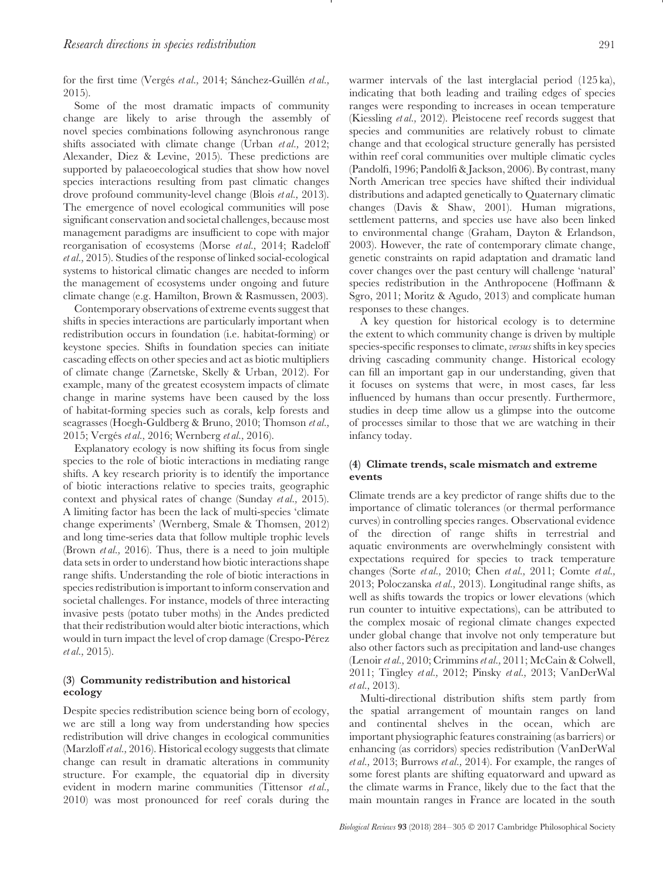for the first time (Vergés *et al.,* 2014; Sánchez-Guillén *et al.,* 2015).

Some of the most dramatic impacts of community change are likely to arise through the assembly of novel species combinations following asynchronous range shifts associated with climate change (Urban *et al.,* 2012; Alexander, Diez & Levine, 2015). These predictions are supported by palaeoecological studies that show how novel species interactions resulting from past climatic changes drove profound community-level change (Blois *et al.,* 2013). The emergence of novel ecological communities will pose significant conservation and societal challenges, because most management paradigms are insufficient to cope with major reorganisation of ecosystems (Morse *et al.,* 2014; Radeloff *et al.,* 2015). Studies of the response of linked social-ecological systems to historical climatic changes are needed to inform the management of ecosystems under ongoing and future climate change (e.g. Hamilton, Brown & Rasmussen, 2003).

Contemporary observations of extreme events suggest that shifts in species interactions are particularly important when redistribution occurs in foundation (i.e. habitat-forming) or keystone species. Shifts in foundation species can initiate cascading effects on other species and act as biotic multipliers of climate change (Zarnetske, Skelly & Urban, 2012). For example, many of the greatest ecosystem impacts of climate change in marine systems have been caused by the loss of habitat-forming species such as corals, kelp forests and seagrasses (Hoegh-Guldberg & Bruno, 2010; Thomson *et al.,* 2015; Vergés *et al.,* 2016; Wernberg *et al.,* 2016).

Explanatory ecology is now shifting its focus from single species to the role of biotic interactions in mediating range shifts. A key research priority is to identify the importance of biotic interactions relative to species traits, geographic context and physical rates of change (Sunday *et al.,* 2015). A limiting factor has been the lack of multi-species 'climate change experiments' (Wernberg, Smale & Thomsen, 2012) and long time-series data that follow multiple trophic levels (Brown *et al.,* 2016). Thus, there is a need to join multiple data sets in order to understand how biotic interactions shape range shifts. Understanding the role of biotic interactions in species redistribution is important to inform conservation and societal challenges. For instance, models of three interacting invasive pests (potato tuber moths) in the Andes predicted that their redistribution would alter biotic interactions, which would in turn impact the level of crop damage (Crespo-Pérez *et al.,* 2015).

### (3) Community redistribution and historical ecology

Despite species redistribution science being born of ecology, we are still a long way from understanding how species redistribution will drive changes in ecological communities (Marzloff *et al.,* 2016). Historical ecology suggests that climate change can result in dramatic alterations in community structure. For example, the equatorial dip in diversity evident in modern marine communities (Tittensor *et al.,* 2010) was most pronounced for reef corals during the warmer intervals of the last interglacial period (125 ka), indicating that both leading and trailing edges of species ranges were responding to increases in ocean temperature (Kiessling *et al.,* 2012). Pleistocene reef records suggest that species and communities are relatively robust to climate change and that ecological structure generally has persisted within reef coral communities over multiple climatic cycles (Pandolfi, 1996; Pandolfi & Jackson, 2006). By contrast, many North American tree species have shifted their individual distributions and adapted genetically to Quaternary climatic changes (Davis & Shaw, 2001). Human migrations, settlement patterns, and species use have also been linked to environmental change (Graham, Dayton & Erlandson, 2003). However, the rate of contemporary climate change, genetic constraints on rapid adaptation and dramatic land cover changes over the past century will challenge 'natural' species redistribution in the Anthropocene (Hoffmann & Sgro, 2011; Moritz & Agudo, 2013) and complicate human responses to these changes.

A key question for historical ecology is to determine the extent to which community change is driven by multiple species-specific responses to climate, *versus* shifts in key species driving cascading community change. Historical ecology can fill an important gap in our understanding, given that it focuses on systems that were, in most cases, far less influenced by humans than occur presently. Furthermore, studies in deep time allow us a glimpse into the outcome of processes similar to those that we are watching in their infancy today.

### (4) Climate trends, scale mismatch and extreme events

Climate trends are a key predictor of range shifts due to the importance of climatic tolerances (or thermal performance curves) in controlling species ranges. Observational evidence of the direction of range shifts in terrestrial and aquatic environments are overwhelmingly consistent with expectations required for species to track temperature changes (Sorte *et al.,* 2010; Chen *et al.,* 2011; Comte *et al.,* 2013; Poloczanska *et al.,* 2013). Longitudinal range shifts, as well as shifts towards the tropics or lower elevations (which run counter to intuitive expectations), can be attributed to the complex mosaic of regional climate changes expected under global change that involve not only temperature but also other factors such as precipitation and land-use changes (Lenoir *et al.,* 2010; Crimmins *et al.,* 2011; McCain & Colwell, 2011; Tingley *et al.,* 2012; Pinsky *et al.,* 2013; VanDerWal *et al.,* 2013).

Multi-directional distribution shifts stem partly from the spatial arrangement of mountain ranges on land and continental shelves in the ocean, which are important physiographic features constraining (as barriers) or enhancing (as corridors) species redistribution (VanDerWal *et al.,* 2013; Burrows *et al.,* 2014). For example, the ranges of some forest plants are shifting equatorward and upward as the climate warms in France, likely due to the fact that the main mountain ranges in France are located in the south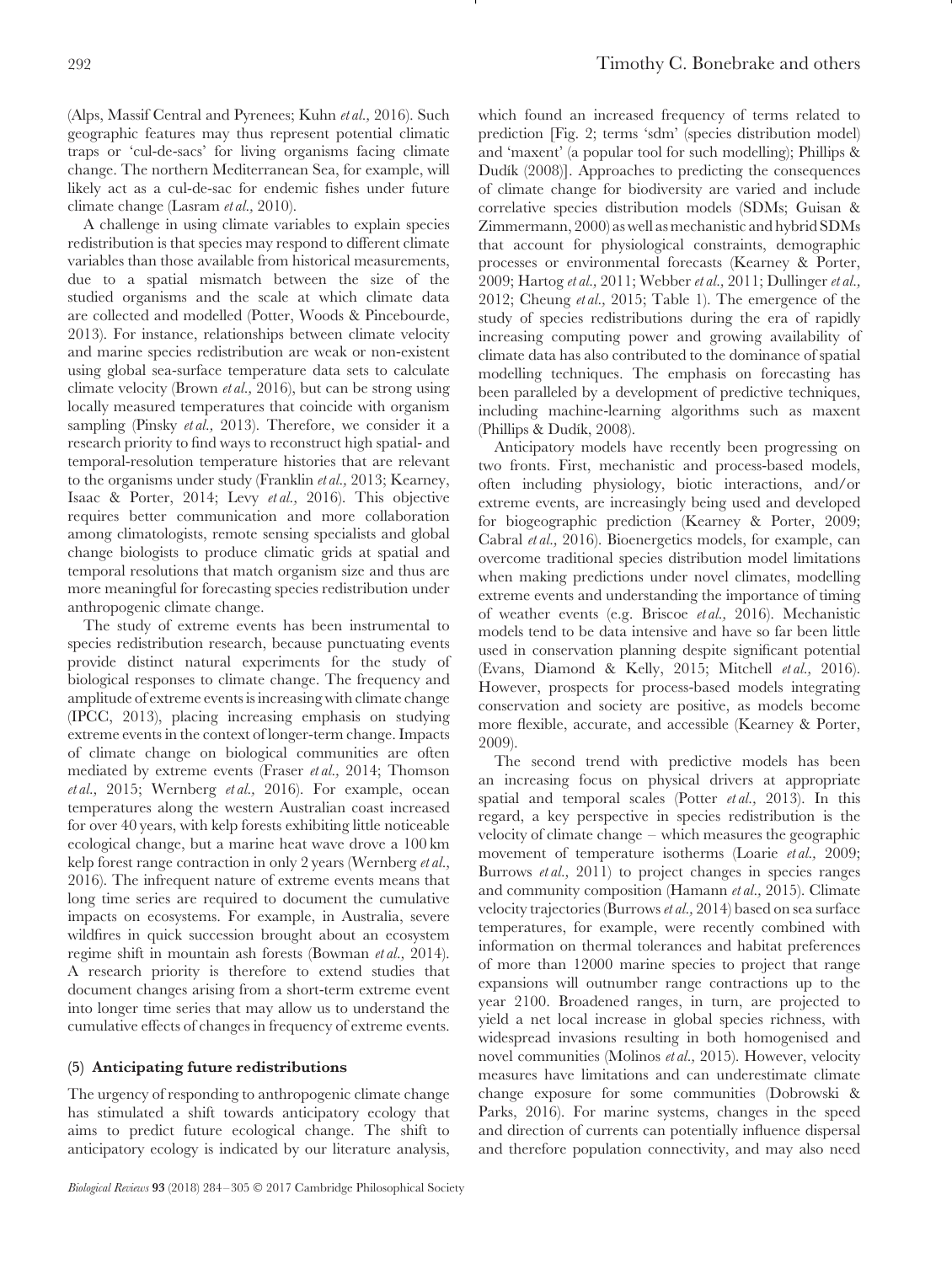(Alps, Massif Central and Pyrenees; Kuhn *et al.,* 2016). Such geographic features may thus represent potential climatic traps or 'cul-de-sacs' for living organisms facing climate change. The northern Mediterranean Sea, for example, will likely act as a cul-de-sac for endemic fishes under future climate change (Lasram *et al.,* 2010).

A challenge in using climate variables to explain species redistribution is that species may respond to different climate variables than those available from historical measurements, due to a spatial mismatch between the size of the studied organisms and the scale at which climate data are collected and modelled (Potter, Woods & Pincebourde, 2013). For instance, relationships between climate velocity and marine species redistribution are weak or non-existent using global sea-surface temperature data sets to calculate climate velocity (Brown *et al.,* 2016), but can be strong using locally measured temperatures that coincide with organism sampling (Pinsky *et al.,* 2013). Therefore, we consider it a research priority to find ways to reconstruct high spatial- and temporal-resolution temperature histories that are relevant to the organisms under study (Franklin *et al.,* 2013; Kearney, Isaac & Porter, 2014; Levy *et al.,* 2016). This objective requires better communication and more collaboration among climatologists, remote sensing specialists and global change biologists to produce climatic grids at spatial and temporal resolutions that match organism size and thus are more meaningful for forecasting species redistribution under anthropogenic climate change.

The study of extreme events has been instrumental to species redistribution research, because punctuating events provide distinct natural experiments for the study of biological responses to climate change. The frequency and amplitude of extreme events is increasing with climate change (IPCC, 2013), placing increasing emphasis on studying extreme events in the context of longer-term change. Impacts of climate change on biological communities are often mediated by extreme events (Fraser *et al.,* 2014; Thomson *et al.,* 2015; Wernberg *et al.,* 2016). For example, ocean temperatures along the western Australian coast increased for over 40 years, with kelp forests exhibiting little noticeable ecological change, but a marine heat wave drove a 100 km kelp forest range contraction in only 2 years (Wernberg *et al.,* 2016). The infrequent nature of extreme events means that long time series are required to document the cumulative impacts on ecosystems. For example, in Australia, severe wildfires in quick succession brought about an ecosystem regime shift in mountain ash forests (Bowman *et al.,* 2014). A research priority is therefore to extend studies that document changes arising from a short-term extreme event into longer time series that may allow us to understand the cumulative effects of changes in frequency of extreme events.

### (5) Anticipating future redistributions

The urgency of responding to anthropogenic climate change has stimulated a shift towards anticipatory ecology that aims to predict future ecological change. The shift to anticipatory ecology is indicated by our literature analysis, which found an increased frequency of terms related to prediction [Fig. 2; terms 'sdm' (species distribution model) and 'maxent' (a popular tool for such modelling); Phillips & Dudík (2008)]. Approaches to predicting the consequences of climate change for biodiversity are varied and include correlative species distribution models (SDMs; Guisan & Zimmermann, 2000) as well as mechanistic and hybrid SDMs that account for physiological constraints, demographic processes or environmental forecasts (Kearney & Porter, 2009; Hartog *et al.,* 2011; Webber *et al.,* 2011; Dullinger *et al.,* 2012; Cheung *et al.,* 2015; Table 1). The emergence of the study of species redistributions during the era of rapidly increasing computing power and growing availability of climate data has also contributed to the dominance of spatial modelling techniques. The emphasis on forecasting has been paralleled by a development of predictive techniques, including machine-learning algorithms such as maxent (Phillips & Dudík, 2008).

Anticipatory models have recently been progressing on two fronts. First, mechanistic and process-based models, often including physiology, biotic interactions, and/or extreme events, are increasingly being used and developed for biogeographic prediction (Kearney & Porter, 2009; Cabral *et al.,* 2016). Bioenergetics models, for example, can overcome traditional species distribution model limitations when making predictions under novel climates, modelling extreme events and understanding the importance of timing of weather events (e.g. Briscoe *et al.,* 2016). Mechanistic models tend to be data intensive and have so far been little used in conservation planning despite significant potential (Evans, Diamond & Kelly, 2015; Mitchell *et al.,* 2016). However, prospects for process-based models integrating conservation and society are positive, as models become more flexible, accurate, and accessible (Kearney & Porter, 2009).

The second trend with predictive models has been an increasing focus on physical drivers at appropriate spatial and temporal scales (Potter *et al.,* 2013). In this regard, a key perspective in species redistribution is the velocity of climate change – which measures the geographic movement of temperature isotherms (Loarie *et al.,* 2009; Burrows *et al.,* 2011) to project changes in species ranges and community composition (Hamann *et al.,* 2015). Climate velocity trajectories (Burrows *et al.,* 2014) based on sea surface temperatures, for example, were recently combined with information on thermal tolerances and habitat preferences of more than 12000 marine species to project that range expansions will outnumber range contractions up to the year 2100. Broadened ranges, in turn, are projected to yield a net local increase in global species richness, with widespread invasions resulting in both homogenised and novel communities (Molinos *et al.,* 2015). However, velocity measures have limitations and can underestimate climate change exposure for some communities (Dobrowski & Parks, 2016). For marine systems, changes in the speed and direction of currents can potentially influence dispersal and therefore population connectivity, and may also need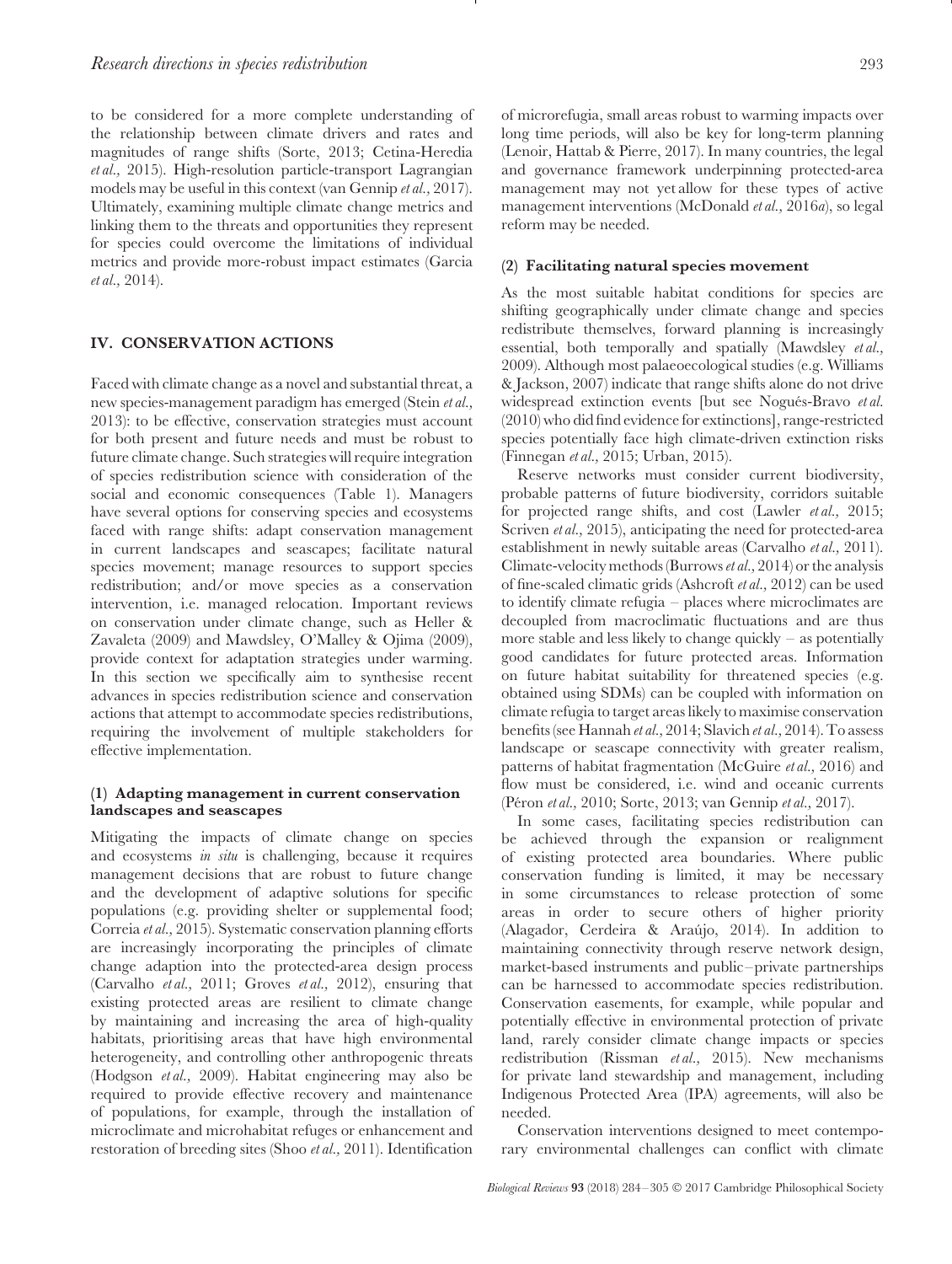to be considered for a more complete understanding of the relationship between climate drivers and rates and magnitudes of range shifts (Sorte, 2013; Cetina-Heredia *et al.*, 2015). High-resolution particle-transport Lagrangian models may be useful in this context (van Gennip *et al.*, 2017). Ultimately, examining multiple climate change metrics and linking them to the threats and opportunities they represent for species could overcome the limitations of individual metrics and provide more-robust impact estimates (Garcia *et al.*, 2014).

## IV. CONSERVATION ACTIONS

Faced with climate change as a novel and substantial threat, a new species-management paradigm has emerged (Stein *et al.*, 2013): to be effective, conservation strategies must account for both present and future needs and must be robust to future climate change. Such strategies will require integration of species redistribution science with consideration of the social and economic consequences (Table 1). Managers have several options for conserving species and ecosystems faced with range shifts: adapt conservation management in current landscapes and seascapes; facilitate natural species movement; manage resources to support species redistribution; and/or move species as a conservation intervention, i.e. managed relocation. Important reviews on conservation under climate change, such as Heller & Zavaleta (2009) and Mawdsley, O'Malley & Ojima (2009), provide context for adaptation strategies under warming. In this section we specifically aim to synthesise recent advances in species redistribution science and conservation actions that attempt to accommodate species redistributions, requiring the involvement of multiple stakeholders for effective implementation.

### (1) Adapting management in current conservation landscapes and seascapes

Mitigating the impacts of climate change on species and ecosystems *in situ* is challenging, because it requires management decisions that are robust to future change and the development of adaptive solutions for specific populations (e.g. providing shelter or supplemental food; Correia *et al.*, 2015). Systematic conservation planning efforts are increasingly incorporating the principles of climate change adaption into the protected-area design process (Carvalho *et al.*, 2011; Groves *et al.*, 2012), ensuring that existing protected areas are resilient to climate change by maintaining and increasing the area of high-quality habitats, prioritising areas that have high environmental heterogeneity, and controlling other anthropogenic threats (Hodgson *et al.*, 2009). Habitat engineering may also be required to provide effective recovery and maintenance of populations, for example, through the installation of microclimate and microhabitat refuges or enhancement and restoration of breeding sites (Shoo *et al.*, 2011). Identification of microrefugia, small areas robust to warming impacts over long time periods, will also be key for long-term planning (Lenoir, Hattab & Pierre, 2017). In many countries, the legal and governance framework underpinning protected-area management may not yet allow for these types of active management interventions (McDonald *et al.*, 2016*a*), so legal reform may be needed.

### (2) Facilitating natural species movement

As the most suitable habitat conditions for species are shifting geographically under climate change and species redistribute themselves, forward planning is increasingly essential, both temporally and spatially (Mawdsley *et al.*, 2009). Although most palaeoecological studies (e.g. Williams & Jackson, 2007) indicate that range shifts alone do not drive widespread extinction events [but see Nogués-Bravo *et al.* (2010) who did find evidence for extinctions], range-restricted species potentially face high climate-driven extinction risks (Finnegan *et al.*, 2015; Urban, 2015).

Reserve networks must consider current biodiversity, probable patterns of future biodiversity, corridors suitable for projected range shifts, and cost (Lawler *et al.*, 2015; Scriven *et al.*, 2015), anticipating the need for protected-area establishment in newly suitable areas (Carvalho *et al.*, 2011). Climate-velocity methods (Burrows *et al.*, 2014) or the analysis of fine-scaled climatic grids (Ashcroft *et al.*, 2012) can be used to identify climate refugia – places where microclimates are decoupled from macroclimatic fluctuations and are thus more stable and less likely to change quickly – as potentially good candidates for future protected areas. Information on future habitat suitability for threatened species (e.g. obtained using SDMs) can be coupled with information on climate refugia to target areas likely to maximise conservation benefits (see Hannah *et al.*, 2014; Slavich *et al.*, 2014). To assess landscape or seascape connectivity with greater realism, patterns of habitat fragmentation (McGuire *et al.*, 2016) and flow must be considered, i.e. wind and oceanic currents (Péron *et al.*, 2010; Sorte, 2013; van Gennip *et al.*, 2017).

In some cases, facilitating species redistribution can be achieved through the expansion or realignment of existing protected area boundaries. Where public conservation funding is limited, it may be necessary in some circumstances to release protection of some areas in order to secure others of higher priority (Alagador, Cerdeira & Araújo, 2014). In addition to maintaining connectivity through reserve network design, market-based instruments and public–private partnerships can be harnessed to accommodate species redistribution. Conservation easements, for example, while popular and potentially effective in environmental protection of private land, rarely consider climate change impacts or species redistribution (Rissman *et al.*, 2015). New mechanisms for private land stewardship and management, including Indigenous Protected Area (IPA) agreements, will also be needed.

Conservation interventions designed to meet contemporary environmental challenges can conflict with climate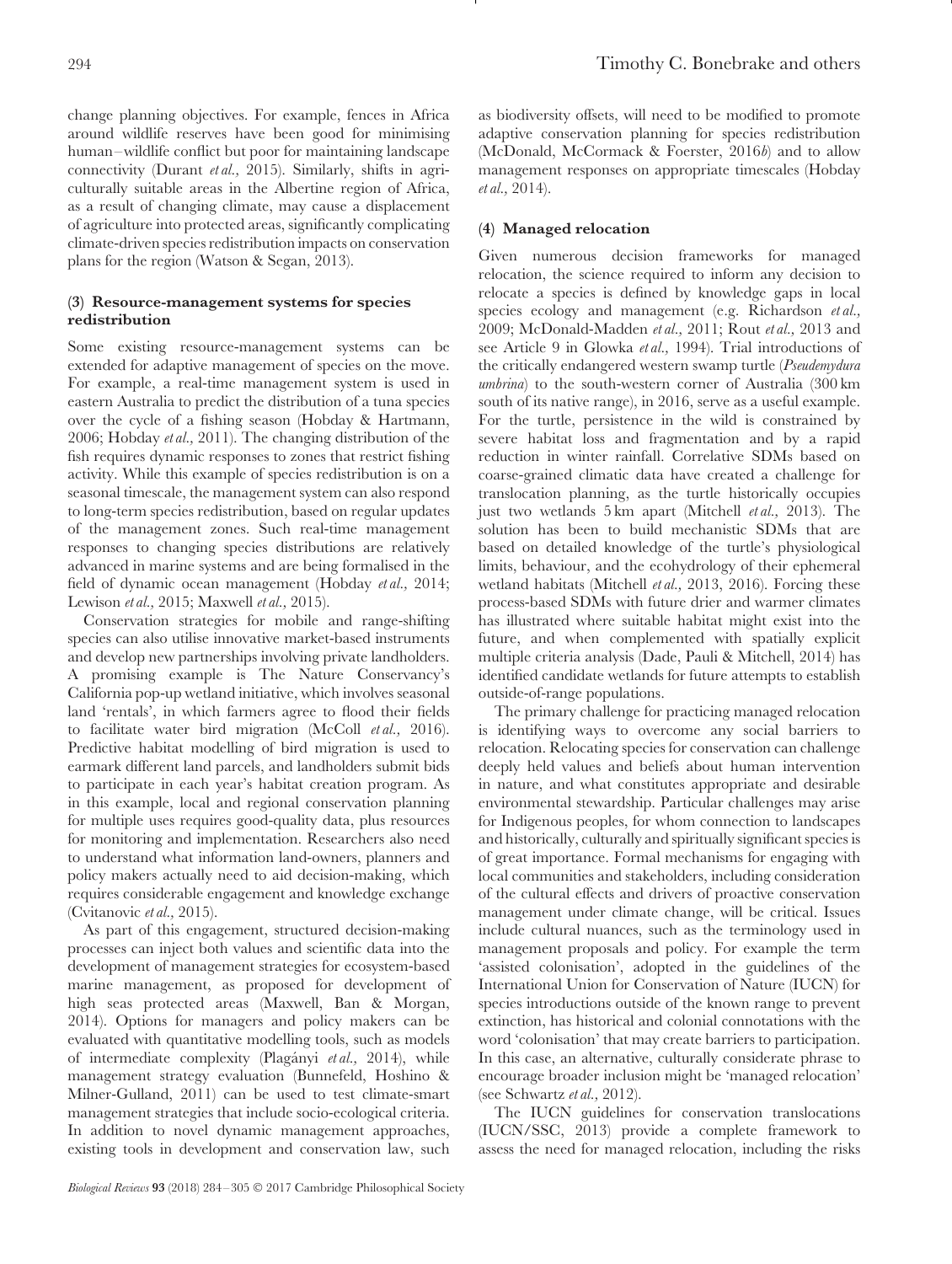change planning objectives. For example, fences in Africa around wildlife reserves have been good for minimising human–wildlife conflict but poor for maintaining landscape connectivity (Durant *et al.,* 2015). Similarly, shifts in agriculturally suitable areas in the Albertine region of Africa, as a result of changing climate, may cause a displacement of agriculture into protected areas, significantly complicating climate-driven species redistribution impacts on conservation plans for the region (Watson & Segan, 2013).

### (3) Resource-management systems for species redistribution

Some existing resource-management systems can be extended for adaptive management of species on the move. For example, a real-time management system is used in eastern Australia to predict the distribution of a tuna species over the cycle of a fishing season (Hobday & Hartmann, 2006; Hobday *et al.,* 2011). The changing distribution of the fish requires dynamic responses to zones that restrict fishing activity. While this example of species redistribution is on a seasonal timescale, the management system can also respond to long-term species redistribution, based on regular updates of the management zones. Such real-time management responses to changing species distributions are relatively advanced in marine systems and are being formalised in the field of dynamic ocean management (Hobday *et al.,* 2014; Lewison *et al.,* 2015; Maxwell *et al.,* 2015).

Conservation strategies for mobile and range-shifting species can also utilise innovative market-based instruments and develop new partnerships involving private landholders. A promising example is The Nature Conservancy's California pop-up wetland initiative, which involves seasonal land 'rentals', in which farmers agree to flood their fields to facilitate water bird migration (McColl *et al.,* 2016). Predictive habitat modelling of bird migration is used to earmark different land parcels, and landholders submit bids to participate in each year's habitat creation program. As in this example, local and regional conservation planning for multiple uses requires good-quality data, plus resources for monitoring and implementation. Researchers also need to understand what information land-owners, planners and policy makers actually need to aid decision-making, which requires considerable engagement and knowledge exchange (Cvitanovic *et al.,* 2015).

As part of this engagement, structured decision-making processes can inject both values and scientific data into the development of management strategies for ecosystem-based marine management, as proposed for development of high seas protected areas (Maxwell, Ban & Morgan, 2014). Options for managers and policy makers can be evaluated with quantitative modelling tools, such as models of intermediate complexity (Plagányi *et al.,* 2014), while management strategy evaluation (Bunnefeld, Hoshino & Milner-Gulland, 2011) can be used to test climate-smart management strategies that include socio-ecological criteria. In addition to novel dynamic management approaches, existing tools in development and conservation law, such as biodiversity offsets, will need to be modified to promote adaptive conservation planning for species redistribution (McDonald, McCormack & Foerster, 2016*b*) and to allow management responses on appropriate timescales (Hobday *et al.,* 2014).

### (4) Managed relocation

Given numerous decision frameworks for managed relocation, the science required to inform any decision to relocate a species is defined by knowledge gaps in local species ecology and management (e.g. Richardson *et al.,* 2009; McDonald-Madden *et al.,* 2011; Rout *et al.,* 2013 and see Article 9 in Glowka *et al.,* 1994). Trial introductions of the critically endangered western swamp turtle (*Pseudemydura umbrina*) to the south-western corner of Australia (300 km south of its native range), in 2016, serve as a useful example. For the turtle, persistence in the wild is constrained by severe habitat loss and fragmentation and by a rapid reduction in winter rainfall. Correlative SDMs based on coarse-grained climatic data have created a challenge for translocation planning, as the turtle historically occupies just two wetlands 5 km apart (Mitchell *et al.,* 2013). The solution has been to build mechanistic SDMs that are based on detailed knowledge of the turtle's physiological limits, behaviour, and the ecohydrology of their ephemeral wetland habitats (Mitchell *et al.,* 2013, 2016). Forcing these process-based SDMs with future drier and warmer climates has illustrated where suitable habitat might exist into the future, and when complemented with spatially explicit multiple criteria analysis (Dade, Pauli & Mitchell, 2014) has identified candidate wetlands for future attempts to establish outside-of-range populations.

The primary challenge for practicing managed relocation is identifying ways to overcome any social barriers to relocation. Relocating species for conservation can challenge deeply held values and beliefs about human intervention in nature, and what constitutes appropriate and desirable environmental stewardship. Particular challenges may arise for Indigenous peoples, for whom connection to landscapes and historically, culturally and spiritually significant species is of great importance. Formal mechanisms for engaging with local communities and stakeholders, including consideration of the cultural effects and drivers of proactive conservation management under climate change, will be critical. Issues include cultural nuances, such as the terminology used in management proposals and policy. For example the term 'assisted colonisation', adopted in the guidelines of the International Union for Conservation of Nature (IUCN) for species introductions outside of the known range to prevent extinction, has historical and colonial connotations with the word 'colonisation' that may create barriers to participation. In this case, an alternative, culturally considerate phrase to encourage broader inclusion might be 'managed relocation' (see Schwartz *et al.,* 2012).

The IUCN guidelines for conservation translocations (IUCN/SSC, 2013) provide a complete framework to assess the need for managed relocation, including the risks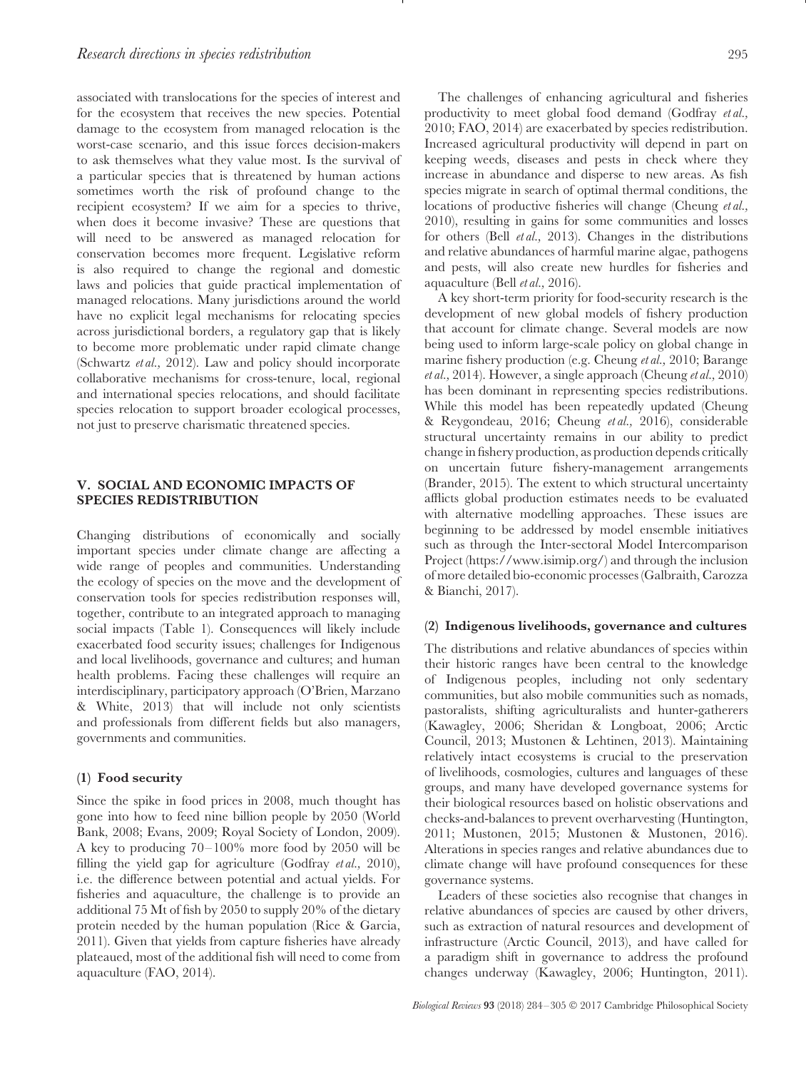associated with translocations for the species of interest and for the ecosystem that receives the new species. Potential damage to the ecosystem from managed relocation is the worst-case scenario, and this issue forces decision-makers to ask themselves what they value most. Is the survival of a particular species that is threatened by human actions sometimes worth the risk of profound change to the recipient ecosystem? If we aim for a species to thrive, when does it become invasive? These are questions that will need to be answered as managed relocation for conservation becomes more frequent. Legislative reform is also required to change the regional and domestic laws and policies that guide practical implementation of managed relocations. Many jurisdictions around the world have no explicit legal mechanisms for relocating species across jurisdictional borders, a regulatory gap that is likely to become more problematic under rapid climate change (Schwartz *et al.*, 2012). Law and policy should incorporate collaborative mechanisms for cross-tenure, local, regional and international species relocations, and should facilitate species relocation to support broader ecological processes, not just to preserve charismatic threatened species.

## V. SOCIAL AND ECONOMIC IMPACTS OF SPECIES REDISTRIBUTION

Changing distributions of economically and socially important species under climate change are affecting a wide range of peoples and communities. Understanding the ecology of species on the move and the development of conservation tools for species redistribution responses will, together, contribute to an integrated approach to managing social impacts (Table 1). Consequences will likely include exacerbated food security issues; challenges for Indigenous and local livelihoods, governance and cultures; and human health problems. Facing these challenges will require an interdisciplinary, participatory approach (O'Brien, Marzano & White, 2013) that will include not only scientists and professionals from different fields but also managers, governments and communities.

### (1) Food security

Since the spike in food prices in 2008, much thought has gone into how to feed nine billion people by 2050 (World Bank, 2008; Evans, 2009; Royal Society of London, 2009). A key to producing 70–100% more food by 2050 will be filling the yield gap for agriculture (Godfray *et al.*, 2010), i.e. the difference between potential and actual yields. For fisheries and aquaculture, the challenge is to provide an additional 75 Mt of fish by 2050 to supply 20% of the dietary protein needed by the human population (Rice & Garcia, 2011). Given that yields from capture fisheries have already plateaued, most of the additional fish will need to come from aquaculture (FAO, 2014).

The challenges of enhancing agricultural and fisheries productivity to meet global food demand (Godfray *et al.*, 2010; FAO, 2014) are exacerbated by species redistribution. Increased agricultural productivity will depend in part on keeping weeds, diseases and pests in check where they increase in abundance and disperse to new areas. As fish species migrate in search of optimal thermal conditions, the locations of productive fisheries will change (Cheung *et al.*, 2010), resulting in gains for some communities and losses for others (Bell *et al.*, 2013). Changes in the distributions and relative abundances of harmful marine algae, pathogens and pests, will also create new hurdles for fisheries and aquaculture (Bell *et al.*, 2016).

A key short-term priority for food-security research is the development of new global models of fishery production that account for climate change. Several models are now being used to inform large-scale policy on global change in marine fishery production (e.g. Cheung *et al.*, 2010; Barange *et al.*, 2014). However, a single approach (Cheung *et al.*, 2010) has been dominant in representing species redistributions. While this model has been repeatedly updated (Cheung & Reygondeau, 2016; Cheung *et al.*, 2016), considerable structural uncertainty remains in our ability to predict change in fishery production, as production depends critically on uncertain future fishery-management arrangements (Brander, 2015). The extent to which structural uncertainty afflicts global production estimates needs to be evaluated with alternative modelling approaches. These issues are beginning to be addressed by model ensemble initiatives such as through the Inter-sectoral Model Intercomparison Project (https://www.isimip.org/) and through the inclusion of more detailed bio-economic processes (Galbraith, Carozza & Bianchi, 2017).

### (2) Indigenous livelihoods, governance and cultures

The distributions and relative abundances of species within their historic ranges have been central to the knowledge of Indigenous peoples, including not only sedentary communities, but also mobile communities such as nomads, pastoralists, shifting agriculturalists and hunter-gatherers (Kawagley, 2006; Sheridan & Longboat, 2006; Arctic Council, 2013; Mustonen & Lehtinen, 2013). Maintaining relatively intact ecosystems is crucial to the preservation of livelihoods, cosmologies, cultures and languages of these groups, and many have developed governance systems for their biological resources based on holistic observations and checks-and-balances to prevent overharvesting (Huntington, 2011; Mustonen, 2015; Mustonen & Mustonen, 2016). Alterations in species ranges and relative abundances due to climate change will have profound consequences for these governance systems.

Leaders of these societies also recognise that changes in relative abundances of species are caused by other drivers, such as extraction of natural resources and development of infrastructure (Arctic Council, 2013), and have called for a paradigm shift in governance to address the profound changes underway (Kawagley, 2006; Huntington, 2011).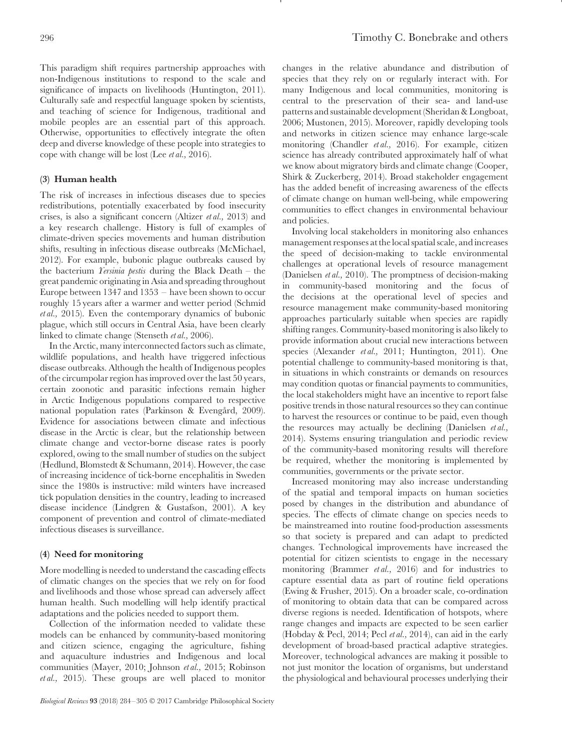This paradigm shift requires partnership approaches with non-Indigenous institutions to respond to the scale and significance of impacts on livelihoods (Huntington, 2011). Culturally safe and respectful language spoken by scientists, and teaching of science for Indigenous, traditional and mobile peoples are an essential part of this approach. Otherwise, opportunities to effectively integrate the often deep and diverse knowledge of these people into strategies to cope with change will be lost (Lee *et al.,* 2016).

### (3) Human health

The risk of increases in infectious diseases due to species redistributions, potentially exacerbated by food insecurity crises, is also a significant concern (Altizer *et al.,* 2013) and a key research challenge. History is full of examples of climate-driven species movements and human distribution shifts, resulting in infectious disease outbreaks (McMichael, 2012). For example, bubonic plague outbreaks caused by the bacterium *Yersinia pestis* during the Black Death – the great pandemic originating in Asia and spreading throughout Europe between 1347 and 1353 – have been shown to occur roughly 15 years after a warmer and wetter period (Schmid *et al.,* 2015). Even the contemporary dynamics of bubonic plague, which still occurs in Central Asia, have been clearly linked to climate change (Stenseth *et al.,* 2006).

In the Arctic, many interconnected factors such as climate, wildlife populations, and health have triggered infectious disease outbreaks. Although the health of Indigenous peoples of the circumpolar region has improved over the last 50 years, certain zoonotic and parasitic infections remain higher in Arctic Indigenous populations compared to respective national population rates (Parkinson & Evengård, 2009). Evidence for associations between climate and infectious disease in the Arctic is clear, but the relationship between climate change and vector-borne disease rates is poorly explored, owing to the small number of studies on the subject (Hedlund, Blomstedt & Schumann, 2014). However, the case of increasing incidence of tick-borne encephalitis in Sweden since the 1980s is instructive: mild winters have increased tick population densities in the country, leading to increased disease incidence (Lindgren & Gustafson, 2001). A key component of prevention and control of climate-mediated infectious diseases is surveillance.

### (4) Need for monitoring

More modelling is needed to understand the cascading effects of climatic changes on the species that we rely on for food and livelihoods and those whose spread can adversely affect human health. Such modelling will help identify practical adaptations and the policies needed to support them.

Collection of the information needed to validate these models can be enhanced by community-based monitoring and citizen science, engaging the agriculture, fishing and aquaculture industries and Indigenous and local communities (Mayer, 2010; Johnson *et al.,* 2015; Robinson *et al.,* 2015). These groups are well placed to monitor changes in the relative abundance and distribution of species that they rely on or regularly interact with. For many Indigenous and local communities, monitoring is central to the preservation of their sea- and land-use patterns and sustainable development (Sheridan & Longboat, 2006; Mustonen, 2015). Moreover, rapidly developing tools and networks in citizen science may enhance large-scale monitoring (Chandler *et al.,* 2016). For example, citizen science has already contributed approximately half of what we know about migratory birds and climate change (Cooper, Shirk & Zuckerberg, 2014). Broad stakeholder engagement has the added benefit of increasing awareness of the effects of climate change on human well-being, while empowering communities to effect changes in environmental behaviour and policies.

Involving local stakeholders in monitoring also enhances management responses at the local spatial scale, and increases the speed of decision-making to tackle environmental challenges at operational levels of resource management (Danielsen *et al.,* 2010). The promptness of decision-making in community-based monitoring and the focus of the decisions at the operational level of species and resource management make community-based monitoring approaches particularly suitable when species are rapidly shifting ranges. Community-based monitoring is also likely to provide information about crucial new interactions between species (Alexander *et al.,* 2011; Huntington, 2011). One potential challenge to community-based monitoring is that, in situations in which constraints or demands on resources may condition quotas or financial payments to communities, the local stakeholders might have an incentive to report false positive trends in those natural resources so they can continue to harvest the resources or continue to be paid, even though the resources may actually be declining (Danielsen *et al.,* 2014). Systems ensuring triangulation and periodic review of the community-based monitoring results will therefore be required, whether the monitoring is implemented by communities, governments or the private sector.

Increased monitoring may also increase understanding of the spatial and temporal impacts on human societies posed by changes in the distribution and abundance of species. The effects of climate change on species needs to be mainstreamed into routine food-production assessments so that society is prepared and can adapt to predicted changes. Technological improvements have increased the potential for citizen scientists to engage in the necessary monitoring (Brammer *et al.,* 2016) and for industries to capture essential data as part of routine field operations (Ewing & Frusher, 2015). On a broader scale, co-ordination of monitoring to obtain data that can be compared across diverse regions is needed. Identification of hotspots, where range changes and impacts are expected to be seen earlier (Hobday & Pecl, 2014; Pecl *et al.,* 2014), can aid in the early development of broad-based practical adaptive strategies. Moreover, technological advances are making it possible to not just monitor the location of organisms, but understand the physiological and behavioural processes underlying their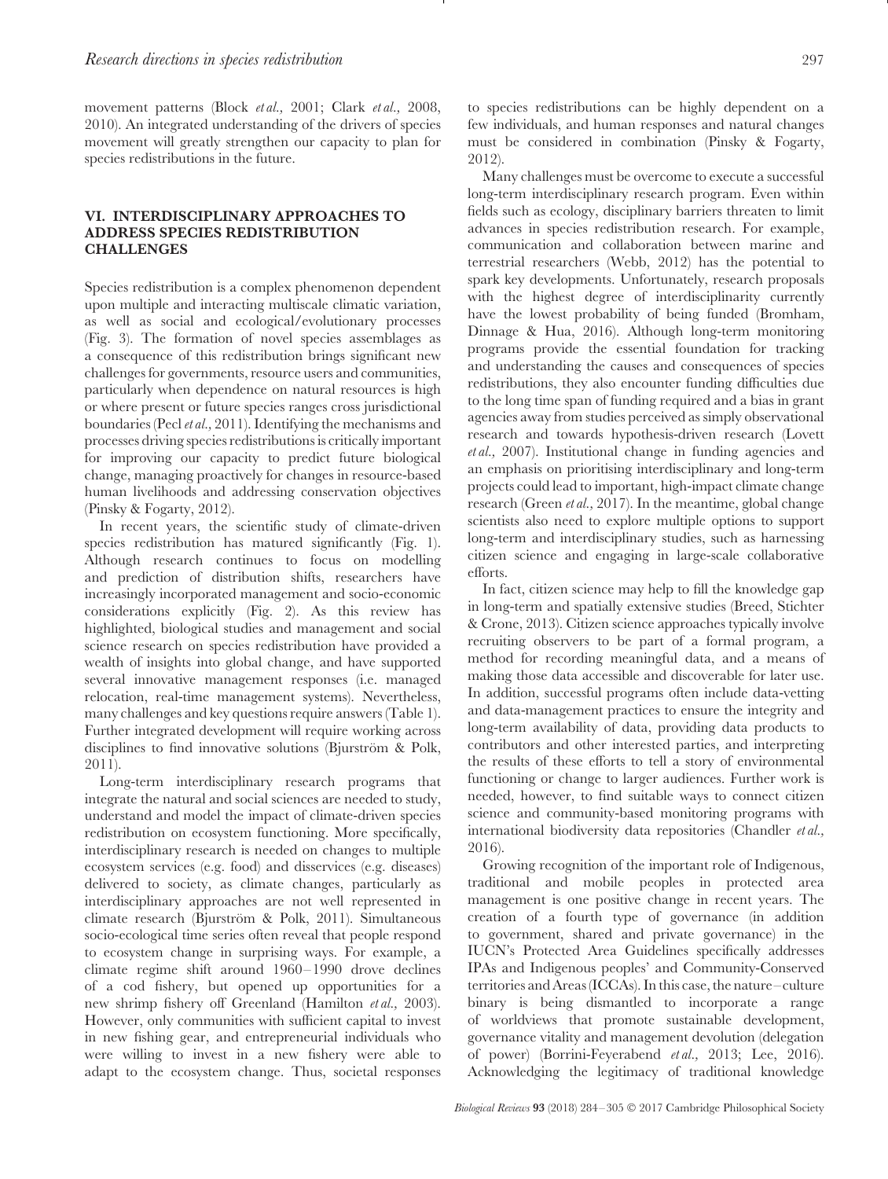movement patterns (Block *et al.,* 2001; Clark *et al.,* 2008, 2010). An integrated understanding of the drivers of species movement will greatly strengthen our capacity to plan for species redistributions in the future.

## VI. INTERDISCIPLINARY APPROACHES TO ADDRESS SPECIES REDISTRIBUTION CHALLENGES

Species redistribution is a complex phenomenon dependent upon multiple and interacting multiscale climatic variation, as well as social and ecological/evolutionary processes (Fig. 3). The formation of novel species assemblages as a consequence of this redistribution brings significant new challenges for governments, resource users and communities, particularly when dependence on natural resources is high or where present or future species ranges cross jurisdictional boundaries (Pecl *et al.,* 2011). Identifying the mechanisms and processes driving species redistributions is critically important for improving our capacity to predict future biological change, managing proactively for changes in resource-based human livelihoods and addressing conservation objectives (Pinsky & Fogarty, 2012).

In recent years, the scientific study of climate-driven species redistribution has matured significantly (Fig. 1). Although research continues to focus on modelling and prediction of distribution shifts, researchers have increasingly incorporated management and socio-economic considerations explicitly (Fig. 2). As this review has highlighted, biological studies and management and social science research on species redistribution have provided a wealth of insights into global change, and have supported several innovative management responses (i.e. managed relocation, real-time management systems). Nevertheless, many challenges and key questions require answers (Table 1). Further integrated development will require working across disciplines to find innovative solutions (Bjurström & Polk, 2011).

Long-term interdisciplinary research programs that integrate the natural and social sciences are needed to study, understand and model the impact of climate-driven species redistribution on ecosystem functioning. More specifically, interdisciplinary research is needed on changes to multiple ecosystem services (e.g. food) and disservices (e.g. diseases) delivered to society, as climate changes, particularly as interdisciplinary approaches are not well represented in climate research (Bjurström & Polk, 2011). Simultaneous socio-ecological time series often reveal that people respond to ecosystem change in surprising ways. For example, a climate regime shift around 1960–1990 drove declines of a cod fishery, but opened up opportunities for a new shrimp fishery off Greenland (Hamilton *et al.,* 2003). However, only communities with sufficient capital to invest in new fishing gear, and entrepreneurial individuals who were willing to invest in a new fishery were able to adapt to the ecosystem change. Thus, societal responses to species redistributions can be highly dependent on a few individuals, and human responses and natural changes must be considered in combination (Pinsky & Fogarty, 2012).

Many challenges must be overcome to execute a successful long-term interdisciplinary research program. Even within fields such as ecology, disciplinary barriers threaten to limit advances in species redistribution research. For example, communication and collaboration between marine and terrestrial researchers (Webb, 2012) has the potential to spark key developments. Unfortunately, research proposals with the highest degree of interdisciplinarity currently have the lowest probability of being funded (Bromham, Dinnage & Hua, 2016). Although long-term monitoring programs provide the essential foundation for tracking and understanding the causes and consequences of species redistributions, they also encounter funding difficulties due to the long time span of funding required and a bias in grant agencies away from studies perceived as simply observational research and towards hypothesis-driven research (Lovett *et al.,* 2007). Institutional change in funding agencies and an emphasis on prioritising interdisciplinary and long-term projects could lead to important, high-impact climate change research (Green *et al.,* 2017). In the meantime, global change scientists also need to explore multiple options to support long-term and interdisciplinary studies, such as harnessing citizen science and engaging in large-scale collaborative efforts.

In fact, citizen science may help to fill the knowledge gap in long-term and spatially extensive studies (Breed, Stichter & Crone, 2013). Citizen science approaches typically involve recruiting observers to be part of a formal program, a method for recording meaningful data, and a means of making those data accessible and discoverable for later use. In addition, successful programs often include data-vetting and data-management practices to ensure the integrity and long-term availability of data, providing data products to contributors and other interested parties, and interpreting the results of these efforts to tell a story of environmental functioning or change to larger audiences. Further work is needed, however, to find suitable ways to connect citizen science and community-based monitoring programs with international biodiversity data repositories (Chandler *et al.,* 2016).

Growing recognition of the important role of Indigenous, traditional and mobile peoples in protected area management is one positive change in recent years. The creation of a fourth type of governance (in addition to government, shared and private governance) in the IUCN's Protected Area Guidelines specifically addresses IPAs and Indigenous peoples' and Community-Conserved territories and Areas (ICCAs). In this case, the nature–culture binary is being dismantled to incorporate a range of worldviews that promote sustainable development, governance vitality and management devolution (delegation of power) (Borrini-Feyerabend *et al.,* 2013; Lee, 2016). Acknowledging the legitimacy of traditional knowledge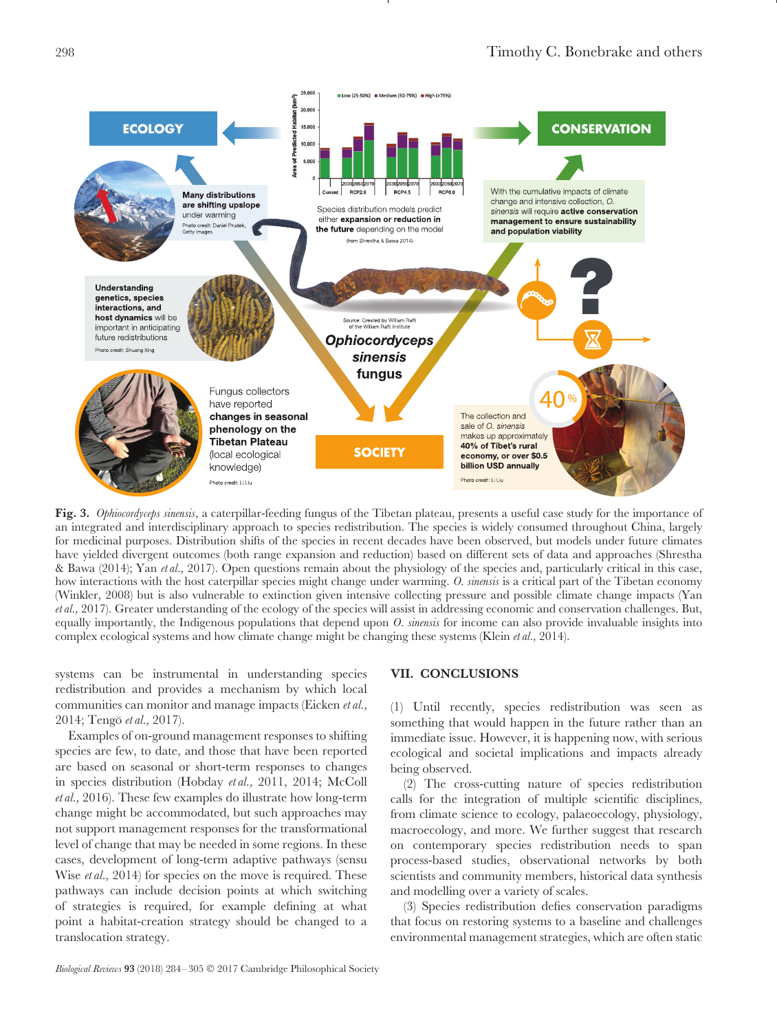ECOLOGY

CONSERVATION

SOCIETY

Area of Predicted Habitat (km²)

25,000
20,000
15,000
10,000
5,000
0

Low (25-50%) Medium (50-75%) High (>75%)

Current
2030 2050 2070 RCP2.6
2030 2050 2070 RCP4.5
2030 2050 2070 RCP6.0

Species distribution models predict either **expansion or reduction in the future** depending on the model

(from Shrestha & Bawa 2014)

**Many distributions are shifting upslope** under warming

Photo credit: Daniel Prudek, Getty Images

With the cumulative impacts of climate change and intensive collection, *O. sinensis* will require **active conservation management to ensure sustainability and population viability**

**Understanding genetics, species interactions, and host dynamics** will be important in anticipating future redistributions

Photo credit: Shuang Xing

Source: Created by William Rafti of the William Rafti Institute

***Ophiocordyceps sinensis* fungus**

Fungus collectors have reported **changes in seasonal phenology on the Tibetan Plateau** (local ecological knowledge)

Photo credit: Li Liu

40%

The collection and sale of *O. sinensis* makes up approximately **40% of Tibet's rural economy, or over $0.5 billion USD annually**

Photo credit: Li Liu

**Fig. 3.** *Ophiocordyceps sinensis*, a caterpillar-feeding fungus of the Tibetan plateau, presents a useful case study for the importance of an integrated and interdisciplinary approach to species redistribution. The species is widely consumed throughout China, largely for medicinal purposes. Distribution shifts of the species in recent decades have been observed, but models under future climates have yielded divergent outcomes (both range expansion and reduction) based on different sets of data and approaches (Shrestha & Bawa (2014); Yan *et al.*, 2017). Open questions remain about the physiology of the species and, particularly critical in this case, how interactions with the host caterpillar species might change under warming. *O. sinensis* is a critical part of the Tibetan economy (Winkler, 2008) but is also vulnerable to extinction given intensive collecting pressure and possible climate change impacts (Yan *et al.*, 2017). Greater understanding of the ecology of the species will assist in addressing economic and conservation challenges. But, equally importantly, the Indigenous populations that depend upon *O. sinensis* for income can also provide invaluable insights into complex ecological systems and how climate change might be changing these systems (Klein *et al.*, 2014).

systems can be instrumental in understanding species redistribution and provides a mechanism by which local communities can monitor and manage impacts (Eicken *et al.*, 2014; Tengö *et al.*, 2017).

Examples of on-ground management responses to shifting species are few, to date, and those that have been reported are based on seasonal or short-term responses to changes in species distribution (Hobday *et al.*, 2011, 2014; McColl *et al.*, 2016). These few examples do illustrate how long-term change might be accommodated, but such approaches may not support management responses for the transformational level of change that may be needed in some regions. In these cases, development of long-term adaptive pathways (sensu Wise *et al.*, 2014) for species on the move is required. These pathways can include decision points at which switching of strategies is required, for example defining at what point a habitat-creation strategy should be changed to a translocation strategy.

## VII. CONCLUSIONS

(1) Until recently, species redistribution was seen as something that would happen in the future rather than an immediate issue. However, it is happening now, with serious ecological and societal implications and impacts already being observed.

(2) The cross-cutting nature of species redistribution calls for the integration of multiple scientific disciplines, from climate science to ecology, palaeoecology, physiology, macroecology, and more. We further suggest that research on contemporary species redistribution needs to span process-based studies, observational networks by both scientists and community members, historical data synthesis and modelling over a variety of scales.

(3) Species redistribution defies conservation paradigms that focus on restoring systems to a baseline and challenges environmental management strategies, which are often static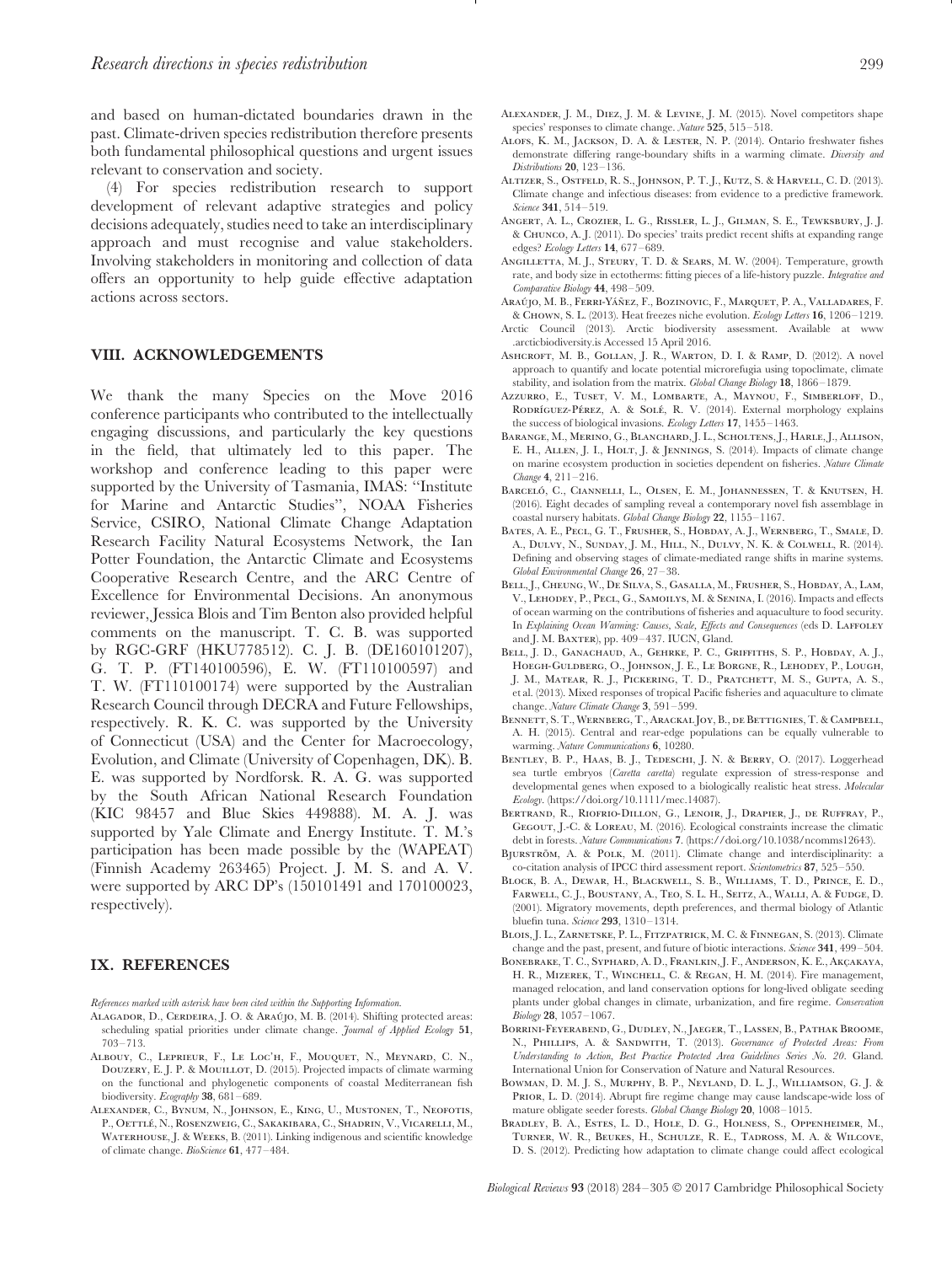and based on human-dictated boundaries drawn in the past. Climate-driven species redistribution therefore presents both fundamental philosophical questions and urgent issues relevant to conservation and society.

(4) For species redistribution research to support development of relevant adaptive strategies and policy decisions adequately, studies need to take an interdisciplinary approach and must recognise and value stakeholders. Involving stakeholders in monitoring and collection of data offers an opportunity to help guide effective adaptation actions across sectors.

## VIII. ACKNOWLEDGEMENTS

We thank the many Species on the Move 2016 conference participants who contributed to the intellectually engaging discussions, and particularly the key questions in the field, that ultimately led to this paper. The workshop and conference leading to this paper were supported by the University of Tasmania, IMAS: "Institute for Marine and Antarctic Studies", NOAA Fisheries Service, CSIRO, National Climate Change Adaptation Research Facility Natural Ecosystems Network, the Ian Potter Foundation, the Antarctic Climate and Ecosystems Cooperative Research Centre, and the ARC Centre of Excellence for Environmental Decisions. An anonymous reviewer, Jessica Blois and Tim Benton also provided helpful comments on the manuscript. T. C. B. was supported by RGC-GRF (HKU778512). C. J. B. (DE160101207), G. T. P. (FT140100596), E. W. (FT110100597) and T. W. (FT110100174) were supported by the Australian Research Council through DECRA and Future Fellowships, respectively. R. K. C. was supported by the University of Connecticut (USA) and the Center for Macroecology, Evolution, and Climate (University of Copenhagen, DK). B. E. was supported by Nordforsk. R. A. G. was supported by the South African National Research Foundation (KIC 98457 and Blue Skies 449888). M. A. J. was supported by Yale Climate and Energy Institute. T. M.'s participation has been made possible by the (WAPEAT) (Finnish Academy 263465) Project. J. M. S. and A. V. were supported by ARC DP's (150101491 and 170100023, respectively).

## IX. REFERENCES

*References marked with asterisk have been cited within the Supporting Information.*

Alagador, D., Cerdeira, J. O. & Araújo, M. B. (2014). Shifting protected areas: scheduling spatial priorities under climate change. *Journal of Applied Ecology* **51**, 703–713.

Albouy, C., Leprieur, F., Le Loc'h, F., Mouquet, N., Meynard, C. N., Douzery, E. J. P. & Mouillot, D. (2015). Projected impacts of climate warming on the functional and phylogenetic components of coastal Mediterranean fish biodiversity. *Ecography* **38**, 681–689.

Alexander, C., Bynum, N., Johnson, E., King, U., Mustonen, T., Neofotis, P., Oettlé, N., Rosenzweig, C., Sakakibara, C., Shadrin, V., Vicarelli, M., Waterhouse, J. & Weeks, B. (2011). Linking indigenous and scientific knowledge of climate change. *BioScience* **61**, 477–484.

Alexander, J. M., Diez, J. M. & Levine, J. M. (2015). Novel competitors shape species' responses to climate change. *Nature* **525**, 515–518.

Alofs, K. M., Jackson, D. A. & Lester, N. P. (2014). Ontario freshwater fishes demonstrate differing range-boundary shifts in a warming climate. *Diversity and Distributions* **20**, 123–136.

Altizer, S., Ostfeld, R. S., Johnson, P. T. J., Kutz, S. & Harvell, C. D. (2013). Climate change and infectious diseases: from evidence to a predictive framework. *Science* **341**, 514–519.

Angert, A. L., Crozier, L. G., Rissler, L. J., Gilman, S. E., Tewksbury, J. J. & Chunco, A. J. (2011). Do species' traits predict recent shifts at expanding range edges? *Ecology Letters* **14**, 677–689.

Angilletta, M. J., Steury, T. D. & Sears, M. W. (2004). Temperature, growth rate, and body size in ectotherms: fitting pieces of a life-history puzzle. *Integrative and Comparative Biology* **44**, 498–509.

Araújo, M. B., Ferri-Yáñez, F., Bozinovic, F., Marquet, P. A., Valladares, F. & Chown, S. L. (2013). Heat freezes niche evolution. *Ecology Letters* **16**, 1206–1219.

Arctic Council (2013). Arctic biodiversity assessment. Available at www.arcticbiodiversity.is Accessed 15 April 2016.

Ashcroft, M. B., Gollan, J. R., Warton, D. I. & Ramp, D. (2012). A novel approach to quantify and locate potential microrefugia using topoclimate, climate stability, and isolation from the matrix. *Global Change Biology* **18**, 1866–1879.

Azzurro, E., Tuset, V. M., Lombarte, A., Maynou, F., Simberloff, D., Rodríguez-Pérez, A. & Solé, R. V. (2014). External morphology explains the success of biological invasions. *Ecology Letters* **17**, 1455–1463.

Barange, M., Merino, G., Blanchard, J. L., Scholtens, J., Harle, J., Allison, E. H., Allen, J. I., Holt, J. & Jennings, S. (2014). Impacts of climate change on marine ecosystem production in societies dependent on fisheries. *Nature Climate Change* **4**, 211–216.

Barceló, C., Ciannelli, L., Olsen, E. M., Johannessen, T. & Knutsen, H. (2016). Eight decades of sampling reveal a contemporary novel fish assemblage in coastal nursery habitats. *Global Change Biology* **22**, 1155–1167.

Bates, A. E., Pecl, G. T., Frusher, S., Hobday, A. J., Wernberg, T., Smale, D. A., Dulvy, N., Sunday, J. M., Hill, N., Dulvy, N. K. & Colwell, R. (2014). Defining and observing stages of climate-mediated range shifts in marine systems. *Global Environmental Change* **26**, 27–38.

Bell, J., Cheung, W., De Silva, S., Gasalla, M., Frusher, S., Hobday, A., Lam, V., Lehodey, P., Pecl, G., Samoilys, M. & Senina, I. (2016). Impacts and effects of ocean warming on the contributions of fisheries and aquaculture to food security. In *Explaining Ocean Warming: Causes, Scale, Effects and Consequences* (eds D. Laffoley and J. M. Baxter), pp. 409–437. IUCN, Gland.

Bell, J. D., Ganachaud, A., Gehrke, P. C., Griffiths, S. P., Hobday, A. J., Hoegh-Guldberg, O., Johnson, J. E., Le Borgne, R., Lehodey, P., Lough, J. M., Matear, R. J., Pickering, T. D., Pratchett, M. S., Gupta, A. S., et al. (2013). Mixed responses of tropical Pacific fisheries and aquaculture to climate change. *Nature Climate Change* **3**, 591–599.

Bennett, S. T., Wernberg, T., Arackal Joy, B., de Bettignies, T. & Campbell, A. H. (2015). Central and rear-edge populations can be equally vulnerable to warming. *Nature Communications* **6**, 10280.

Bentley, B. P., Haas, B. J., Tedeschi, J. N. & Berry, O. (2017). Loggerhead sea turtle embryos (*Caretta caretta*) regulate expression of stress-response and developmental genes when exposed to a biologically realistic heat stress. *Molecular Ecology*. (https://doi.org/10.1111/mec.14087).

Bertrand, R., Riofrio-Dillon, G., Lenoir, J., Drapier, J., de Ruffray, P., Gegout, J.-C. & Loreau, M. (2016). Ecological constraints increase the climatic debt in forests. *Nature Communications* **7**. (https://doi.org/10.1038/ncomms12643).

Bjurström, A. & Polk, M. (2011). Climate change and interdisciplinarity: a co-citation analysis of IPCC third assessment report. *Scientometrics* **87**, 525–550.

Block, B. A., Dewar, H., Blackwell, S. B., Williams, T. D., Prince, E. D., Farwell, C. J., Boustany, A., Teo, S. L. H., Seitz, A., Walli, A. & Fudge, D. (2001). Migratory movements, depth preferences, and thermal biology of Atlantic bluefin tuna. *Science* **293**, 1310–1314.

Blois, J. L., Zarnetske, P. L., Fitzpatrick, M. C. & Finnegan, S. (2013). Climate change and the past, present, and future of biotic interactions. *Science* **341**, 499–504.

Bonebrake, T. C., Syphard, A. D., Franklin, J. F., Anderson, K. E., Akçakaya, H. R., Mizerek, T., Winchell, C. & Regan, H. M. (2014). Fire management, managed relocation, and land conservation options for long-lived obligate seeding plants under global changes in climate, urbanization, and fire regime. *Conservation Biology* **28**, 1057–1067.

Borrini-Feyerabend, G., Dudley, N., Jaeger, T., Lassen, B., Pathak Broome, N., Phillips, A. & Sandwith, T. (2013). *Governance of Protected Areas: From Understanding to Action, Best Practice Protected Area Guidelines Series No. 20*. Gland. International Union for Conservation of Nature and Natural Resources.

Bowman, D. M. J. S., Murphy, B. P., Neyland, D. L. J., Williamson, G. J. & Prior, L. D. (2014). Abrupt fire regime change may cause landscape-wide loss of mature obligate seeder forests. *Global Change Biology* **20**, 1008–1015.

Bradley, B. A., Estes, L. D., Hole, D. G., Holness, S., Oppenheimer, M., Turner, W. R., Beukes, H., Schulze, R. E., Tadross, M. A. & Wilcove, D. S. (2012). Predicting how adaptation to climate change could affect ecological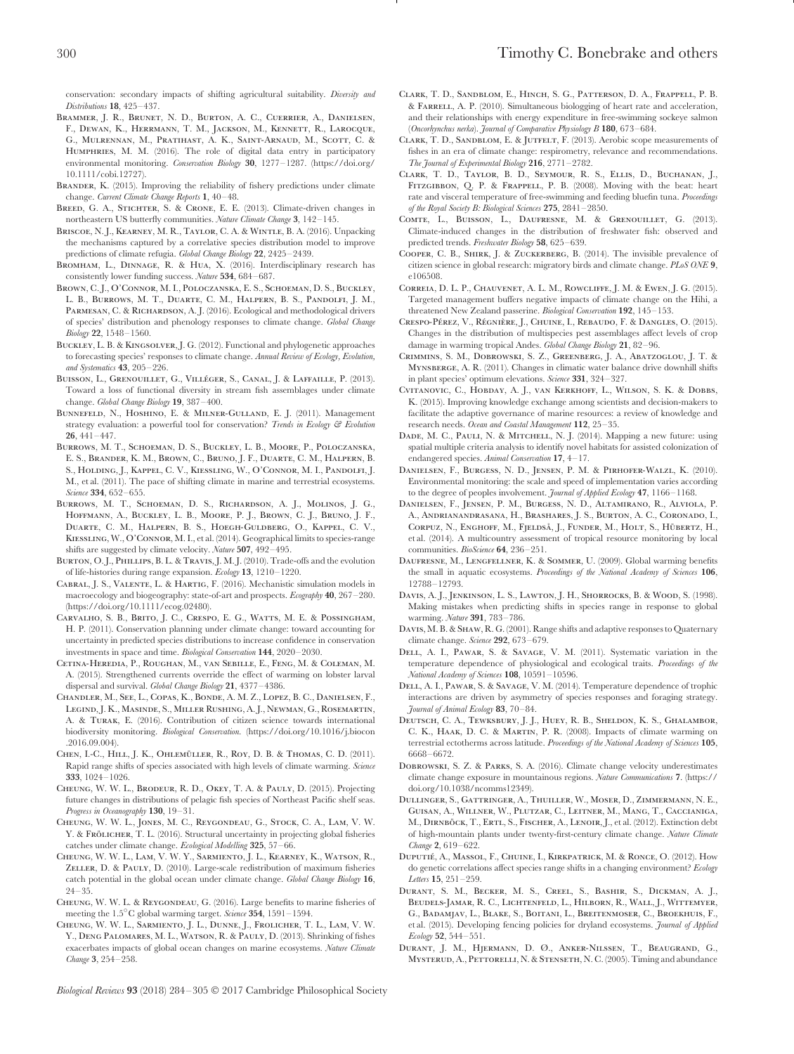conservation: secondary impacts of shifting agricultural suitability. *Diversity and Distributions* **18**, 425–437.

Brammer, J. R., Brunet, N. D., Burton, A. C., Cuerrier, A., Danielsen, F., Dewan, K., Herrmann, T. M., Jackson, M., Kennett, R., Larocque, G., Mulrennan, M., Pratihast, A. K., Saint-Arnaud, M., Scott, C. & Humphries, M. M. (2016). The role of digital data entry in participatory environmental monitoring. *Conservation Biology* **30**, 1277–1287. (https://doi.org/10.1111/cobi.12727).

Brander, K. (2015). Improving the reliability of fishery predictions under climate change. *Current Climate Change Reports* **1**, 40–48.

Breed, G. A., Stichter, S. & Crone, E. E. (2013). Climate-driven changes in northeastern US butterfly communities. *Nature Climate Change* **3**, 142–145.

Briscoe, N. J., Kearney, M. R., Taylor, C. A. & Wintle, B. A. (2016). Unpacking the mechanisms captured by a correlative species distribution model to improve predictions of climate refugia. *Global Change Biology* **22**, 2425–2439.

Bromham, L., Dinnage, R. & Hua, X. (2016). Interdisciplinary research has consistently lower funding success. *Nature* **534**, 684–687.

Brown, C. J., O'Connor, M. I., Poloczanska, E. S., Schoeman, D. S., Buckley, L. B., Burrows, M. T., Duarte, C. M., Halpern, B. S., Pandolfi, J. M., Parmesan, C. & Richardson, A. J. (2016). Ecological and methodological drivers of species' distribution and phenology responses to climate change. *Global Change Biology* **22**, 1548–1560.

Buckley, L. B. & Kingsolver, J. G. (2012). Functional and phylogenetic approaches to forecasting species' responses to climate change. *Annual Review of Ecology, Evolution, and Systematics* **43**, 205–226.

Buisson, L., Grenouillet, G., Villéger, S., Canal, J. & Laffaille, P. (2013). Toward a loss of functional diversity in stream fish assemblages under climate change. *Global Change Biology* **19**, 387–400.

Bunnefeld, N., Hoshino, E. & Milner-Gulland, E. J. (2011). Management strategy evaluation: a powerful tool for conservation? *Trends in Ecology & Evolution* **26**, 441–447.

Burrows, M. T., Schoeman, D. S., Buckley, L. B., Moore, P., Poloczanska, E. S., Brander, K. M., Brown, C., Bruno, J. F., Duarte, C. M., Halpern, B. S., Holding, J., Kappel, C. V., Kiessling, W., O'Connor, M. I., Pandolfi, J. M., et al. (2011). The pace of shifting climate in marine and terrestrial ecosystems. *Science* **334**, 652–655.

Burrows, M. T., Schoeman, D. S., Richardson, A. J., Molinos, J. G., Hoffmann, A., Buckley, L. B., Moore, P. J., Brown, C. J., Bruno, J. F., Duarte, C. M., Halpern, B. S., Hoegh-Guldberg, O., Kappel, C. V., Kiessling, W., O'Connor, M. I., et al. (2014). Geographical limits to species-range shifts are suggested by climate velocity. *Nature* **507**, 492–495.

Burton, O. J., Phillips, B. L. & Travis, J. M. J. (2010). Trade-offs and the evolution of life-histories during range expansion. *Ecology* **13**, 1210–1220.

Cabral, J. S., Valente, L. & Hartig, F. (2016). Mechanistic simulation models in macroecology and biogeography: state-of-art and prospects. *Ecography* **40**, 267–280. (https://doi.org/10.1111/ecog.02480).

Carvalho, S. B., Brito, J. C., Crespo, E. G., Watts, M. E. & Possingham, H. P. (2011). Conservation planning under climate change: toward accounting for uncertainty in predicted species distributions to increase confidence in conservation investments in space and time. *Biological Conservation* **144**, 2020–2030.

Cetina-Heredia, P., Roughan, M., van Sebille, E., Feng, M. & Coleman, M. A. (2015). Strengthened currents override the effect of warming on lobster larval dispersal and survival. *Global Change Biology* **21**, 4377–4386.

Chandler, M., See, L., Copas, K., Bonde, A. M. Z., Lopez, B. C., Danielsen, F., Legind, J. K., Masinde, S., Miller Rushing, A. J., Newman, G., Rosemartin, A. & Turak, E. (2016). Contribution of citizen science towards international biodiversity monitoring. *Biological Conservation*. (https://doi.org/10.1016/j.biocon.2016.09.004).

Chen, I.-C., Hill, J. K., Ohlemüller, R., Roy, D. B. & Thomas, C. D. (2011). Rapid range shifts of species associated with high levels of climate warming. *Science* **333**, 1024–1026.

Cheung, W. W. L., Brodeur, R. D., Okey, T. A. & Pauly, D. (2015). Projecting future changes in distributions of pelagic fish species of Northeast Pacific shelf seas. *Progress in Oceanography* **130**, 19–31.

Cheung, W. W. L., Jones, M. C., Reygondeau, G., Stock, C. A., Lam, V. W. Y. & Frölicher, T. L. (2016). Structural uncertainty in projecting global fisheries catches under climate change. *Ecological Modelling* **325**, 57–66.

Cheung, W. W. L., Lam, V. W. Y., Sarmiento, J. L., Kearney, K., Watson, R., Zeller, D. & Pauly, D. (2010). Large-scale redistribution of maximum fisheries catch potential in the global ocean under climate change. *Global Change Biology* **16**, 24–35.

Cheung, W. W. L. & Reygondeau, G. (2016). Large benefits to marine fisheries of meeting the 1.5°C global warming target. *Science* **354**, 1591–1594.

Cheung, W. W. L., Sarmiento, J. L., Dunne, J., Frolicher, T. L., Lam, V. W. Y., Deng Palomares, M. L., Watson, R. & Pauly, D. (2013). Shrinking of fishes exacerbates impacts of global ocean changes on marine ecosystems. *Nature Climate Change* **3**, 254–258.

Clark, T. D., Sandblom, E., Hinch, S. G., Patterson, D. A., Frappell, P. B. & Farrell, A. P. (2010). Simultaneous biologging of heart rate and acceleration, and their relationships with energy expenditure in free-swimming sockeye salmon (*Oncorhynchus nerka*). *Journal of Comparative Physiology B* **180**, 673–684.

Clark, T. D., Sandblom, E. & Jutfelt, F. (2013). Aerobic scope measurements of fishes in an era of climate change: respirometry, relevance and recommendations. *The Journal of Experimental Biology* **216**, 2771–2782.

Clark, T. D., Taylor, B. D., Seymour, R. S., Ellis, D., Buchanan, J., Fitzgibbon, Q. P. & Frappell, P. B. (2008). Moving with the beat: heart rate and visceral temperature of free-swimming and feeding bluefin tuna. *Proceedings of the Royal Society B: Biological Sciences* **275**, 2841–2850.

Comte, L., Buisson, L., Daufresne, M. & Grenouillet, G. (2013). Climate-induced changes in the distribution of freshwater fish: observed and predicted trends. *Freshwater Biology* **58**, 625–639.

Cooper, C. B., Shirk, J. & Zuckerberg, B. (2014). The invisible prevalence of citizen science in global research: migratory birds and climate change. *PLoS ONE* **9**, e106508.

Correia, D. L. P., Chauvenet, A. L. M., Rowcliffe, J. M. & Ewen, J. G. (2015). Targeted management buffers negative impacts of climate change on the Hihi, a threatened New Zealand passerine. *Biological Conservation* **192**, 145–153.

Crespo-Pérez, V., Régnière, J., Chuine, I., Rebaudo, F. & Dangles, O. (2015). Changes in the distribution of multispecies pest assemblages affect levels of crop damage in warming tropical Andes. *Global Change Biology* **21**, 82–96.

Crimmins, S. M., Dobrowski, S. Z., Greenberg, J. A., Abatzoglou, J. T. & Mynsberge, A. R. (2011). Changes in climatic water balance drive downhill shifts in plant species' optimum elevations. *Science* **331**, 324–327.

Cvitanovic, C., Hobday, A. J., van Kerkhoff, L., Wilson, S. K. & Dobbs, K. (2015). Improving knowledge exchange among scientists and decision-makers to facilitate the adaptive governance of marine resources: a review of knowledge and research needs. *Ocean and Coastal Management* **112**, 25–35.

Dade, M. C., Pauli, N. & Mitchell, N. J. (2014). Mapping a new future: using spatial multiple criteria analysis to identify novel habitats for assisted colonization of endangered species. *Animal Conservation* **17**, 4–17.

Danielsen, F., Burgess, N. D., Jensen, P. M. & Pirhofer-Walzl, K. (2010). Environmental monitoring: the scale and speed of implementation varies according to the degree of peoples involvement. *Journal of Applied Ecology* **47**, 1166–1168.

Danielsen, F., Jensen, P. M., Burgess, N. D., Altamirano, R., Alviola, P. A., Andrianandrasana, H., Brashares, J. S., Burton, A. C., Coronado, I., Corpuz, N., Enghoff, M., Fjeldså, J., Funder, M., Holt, S., Hübertz, H., et al. (2014). A multicountry assessment of tropical resource monitoring by local communities. *BioScience* **64**, 236–251.

Daufresne, M., Lengfellner, K. & Sommer, U. (2009). Global warming benefits the small in aquatic ecosystems. *Proceedings of the National Academy of Sciences* **106**, 12788–12793.

Davis, A. J., Jenkinson, L. S., Lawton, J. H., Shorrocks, B. & Wood, S. (1998). Making mistakes when predicting shifts in species range in response to global warming. *Nature* **391**, 783–786.

Davis, M. B. & Shaw, R. G. (2001). Range shifts and adaptive responses to Quaternary climate change. *Science* **292**, 673–679.

Dell, A. I., Pawar, S. & Savage, V. M. (2011). Systematic variation in the temperature dependence of physiological and ecological traits. *Proceedings of the National Academy of Sciences* **108**, 10591–10596.

Dell, A. I., Pawar, S. & Savage, V. M. (2014). Temperature dependence of trophic interactions are driven by asymmetry of species responses and foraging strategy. *Journal of Animal Ecology* **83**, 70–84.

Deutsch, C. A., Tewksbury, J. J., Huey, R. B., Sheldon, K. S., Ghalambor, C. K., Haak, D. C. & Martin, P. R. (2008). Impacts of climate warming on terrestrial ectotherms across latitude. *Proceedings of the National Academy of Sciences* **105**, 6668–6672.

Dobrowski, S. Z. & Parks, S. A. (2016). Climate change velocity underestimates climate change exposure in mountainous regions. *Nature Communications* **7**. (https://doi.org/10.1038/ncomms12349).

Dullinger, S., Gattringer, A., Thuiller, W., Moser, D., Zimmermann, N. E., Guisan, A., Willner, W., Plutzar, C., Leitner, M., Mang, T., Caccianiga, M., Dirnböck, T., Ertl, S., Fischer, A., Lenoir, J., et al. (2012). Extinction debt of high-mountain plants under twenty-first-century climate change. *Nature Climate Change* **2**, 619–622.

Duputié, A., Massol, F., Chuine, I., Kirkpatrick, M. & Ronce, O. (2012). How do genetic correlations affect species range shifts in a changing environment? *Ecology Letters* **15**, 251–259.

Durant, S. M., Becker, M. S., Creel, S., Bashir, S., Dickman, A. J., Beudels-Jamar, R. C., Lichtenfeld, L., Hilborn, R., Wall, J., Wittemyer, G., Badamjav, L., Blake, S., Boitani, L., Breitenmoser, C., Broekhuis, F., et al. (2015). Developing fencing policies for dryland ecosystems. *Journal of Applied Ecology* **52**, 544–551.

Durant, J. M., Hjermann, D. Ø., Anker-Nilssen, T., Beaugrand, G., Mysterud, A., Pettorelli, N. & Stenseth, N. C. (2005). Timing and abundance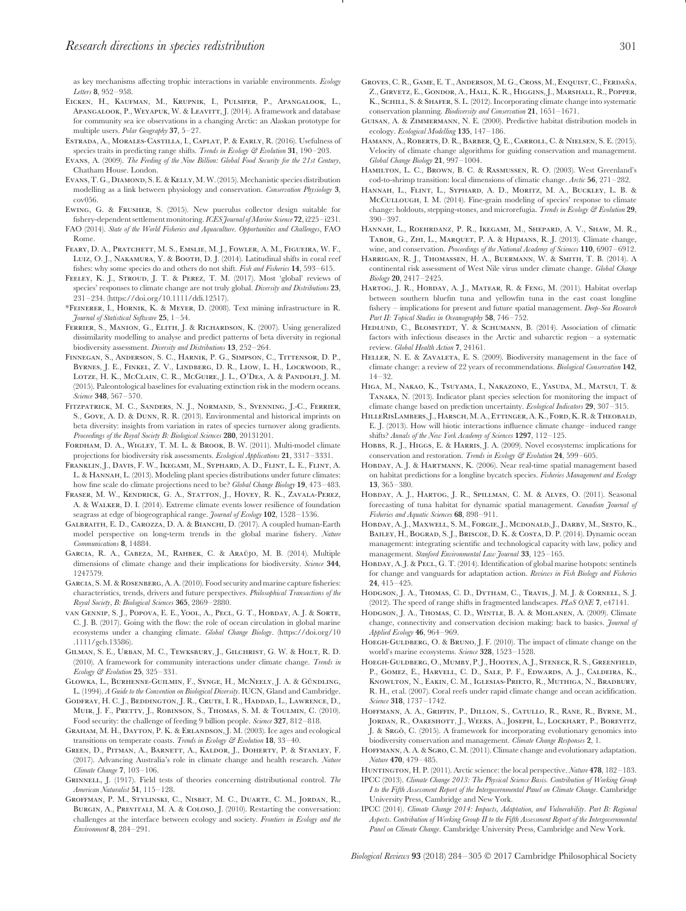as key mechanisms affecting trophic interactions in variable environments. *Ecology Letters* **8**, 952–958.

Eicken, H., Kaufman, M., Krupnik, I., Pulsifer, P., Apangalook, L., Apangalook, P., Weyapuk, W. & Leavitt, J. (2014). A framework and database for community sea ice observations in a changing Arctic: an Alaskan prototype for multiple users. *Polar Geography* **37**, 5–27.

Estrada, A., Morales-Castilla, I., Caplat, P. & Early, R. (2016). Usefulness of species traits in predicting range shifts. *Trends in Ecology & Evolution* **31**, 190–203.

Evans, A. (2009). *The Feeding of the Nine Billion: Global Food Security for the 21st Century*, Chatham House. London.

Evans, T. G., Diamond, S. E. & Kelly, M. W. (2015). Mechanistic species distribution modelling as a link between physiology and conservation. *Conservation Physiology* **3**, cov056.

Ewing, G. & Frusher, S. (2015). New puerulus collector design suitable for fishery-dependent settlement monitoring. *ICES Journal of Marine Science* **72**, i225–i231.

FAO (2014). *State of the World Fisheries and Aquaculture. Opportunities and Challenges*, FAO Rome.

Feary, D. A., Pratchett, M. S., Emslie, M. J., Fowler, A. M., Figueira, W. F., Luiz, O. J., Nakamura, Y. & Booth, D. J. (2014). Latitudinal shifts in coral reef fishes: why some species do and others do not shift. *Fish and Fisheries* **14**, 593–615.

Feeley, K. J., Stroud, J. T. & Perez, T. M. (2017). Most 'global' reviews of species' responses to climate change are not truly global. *Diversity and Distributions* **23**, 231–234. (https://doi.org/10.1111/ddi.12517).

*Feinerer, I., Hornik, K. & Meyer, D. (2008). Text mining infrastructure in R. *Journal of Statistical Software* **25**, 1–54.

Ferrier, S., Manion, G., Elith, J. & Richardson, K. (2007). Using generalized dissimilarity modelling to analyse and predict patterns of beta diversity in regional biodiversity assessment. *Diversity and Distributions* **13**, 252–264.

Finnegan, S., Anderson, S. C., Harnik, P. G., Simpson, C., Tittensor, D. P., Byrnes, J. E., Finkel, Z. V., Lindberg, D. R., Liow, L. H., Lockwood, R., Lotze, H. K., McClain, C. R., McGuire, J. L., O'Dea, A. & Pandolfi, J. M. (2015). Paleontological baselines for evaluating extinction risk in the modern oceans. *Science* **348**, 567–570.

Fitzpatrick, M. C., Sanders, N. J., Normand, S., Svenning, J.-C., Ferrier, S., Gove, A. D. & Dunn, R. R. (2013). Environmental and historical imprints on beta diversity: insights from variation in rates of species turnover along gradients. *Proceedings of the Royal Society B: Biological Sciences* **280**, 20131201.

Fordham, D. A., Wigley, T. M. L. & Brook, B. W. (2011). Multi-model climate projections for biodiversity risk assessments. *Ecological Applications* **21**, 3317–3331.

Franklin, J., Davis, F. W., Ikegami, M., Syphard, A. D., Flint, L. E., Flint, A. L. & Hannah, L. (2013). Modeling plant species distributions under future climates: how fine scale do climate projections need to be? *Global Change Biology* **19**, 473–483.

Fraser, M. W., Kendrick, G. A., Statton, J., Hovey, R. K., Zavala-Perez, A. & Walker, D. I. (2014). Extreme climate events lower resilience of foundation seagrass at edge of biogeographical range. *Journal of Ecology* **102**, 1528–1536.

Galbraith, E. D., Carozza, D. A. & Bianchi, D. (2017). A coupled human-Earth model perspective on long-term trends in the global marine fishery. *Nature Communications* **8**, 14884.

Garcia, R. A., Cabeza, M., Rahbek, C. & Araújo, M. B. (2014). Multiple dimensions of climate change and their implications for biodiversity. *Science* **344**, 1247579.

Garcia, S. M. & Rosenberg, A. A. (2010). Food security and marine capture fisheries: characteristics, trends, drivers and future perspectives. *Philosophical Transactions of the Royal Society, B: Biological Sciences* **365**, 2869–2880.

van Gennip, S. J., Popova, E. E., Yool, A., Pecl, G. T., Hobday, A. J. & Sorte, C. J. B. (2017). Going with the flow: the role of ocean circulation in global marine ecosystems under a changing climate. *Global Change Biology*. (https://doi.org/10.1111/gcb.13586).

Gilman, S. E., Urban, M. C., Tewksbury, J., Gilchrist, G. W. & Holt, R. D. (2010). A framework for community interactions under climate change. *Trends in Ecology & Evolution* **25**, 325–331.

Glowka, L., Burhenne-Guilmin, F., Synge, H., McNeely, J. A. & Gündling, L. (1994). *A Guide to the Convention on Biological Diversity*. IUCN, Gland and Cambridge.

Godfray, H. C. J., Beddington, J. R., Crute, I. R., Haddad, L., Lawrence, D., Muir, J. F., Pretty, J., Robinson, S., Thomas, S. M. & Toulmin, C. (2010). Food security: the challenge of feeding 9 billion people. *Science* **327**, 812–818.

Graham, M. H., Dayton, P. K. & Erlandson, J. M. (2003). Ice ages and ecological transitions on temperate coasts. *Trends in Ecology & Evolution* **18**, 33–40.

Green, D., Pitman, A., Barnett, A., Kaldor, J., Doherty, P. & Stanley, F. (2017). Advancing Australia's role in climate change and health research. *Nature Climate Change* **7**, 103–106.

Grinnell, J. (1917). Field tests of theories concerning distributional control. *The American Naturalist* **51**, 115–128.

Groffman, P. M., Stylinski, C., Nisbet, M. C., Duarte, C. M., Jordan, R., Burgin, A., Previtali, M. A. & Coloso, J. (2010). Restarting the conversation: challenges at the interface between ecology and society. *Frontiers in Ecology and the Environment* **8**, 284–291.

Groves, C. R., Game, E. T., Anderson, M. G., Cross, M., Enquist, C., Ferdaña, Z., Girvetz, E., Gondor, A., Hall, K. R., Higgins, J., Marshall, R., Popper, K., Schill, S. & Shafer, S. L. (2012). Incorporating climate change into systematic conservation planning. *Biodiversity and Conservation* **21**, 1651–1671.

Guisan, A. & Zimmermann, N. E. (2000). Predictive habitat distribution models in ecology. *Ecological Modelling* **135**, 147–186.

Hamann, A., Roberts, D. R., Barber, Q. E., Carroll, C. & Nielsen, S. E. (2015). Velocity of climate change algorithms for guiding conservation and management. *Global Change Biology* **21**, 997–1004.

Hamilton, L. C., Brown, B. C. & Rasmussen, R. O. (2003). West Greenland's cod-to-shrimp transition: local dimensions of climatic change. *Arctic* **56**, 271–282.

Hannah, L., Flint, L., Syphard, A. D., Moritz, M. A., Buckley, L. B. & McCullough, I. M. (2014). Fine-grain modeling of species' response to climate change: holdouts, stepping-stones, and microrefugia. *Trends in Ecology & Evolution* **29**, 390–397.

Hannah, L., Roehrdanz, P. R., Ikegami, M., Shepard, A. V., Shaw, M. R., Tabor, G., Zhi, L., Marquet, P. A. & Hijmans, R. J. (2013). Climate change, wine, and conservation. *Proceedings of the National Academy of Sciences* **110**, 6907–6912.

Harrigan, R. J., Thomassen, H. A., Buermann, W. & Smith, T. B. (2014). A continental risk assessment of West Nile virus under climate change. *Global Change Biology* **20**, 2417–2425.

Hartog, J. R., Hobday, A. J., Matear, R. & Feng, M. (2011). Habitat overlap between southern bluefin tuna and yellowfin tuna in the east coast longline fishery – implications for present and future spatial management. *Deep-Sea Research Part II: Topical Studies in Oceanography* **58**, 746–752.

Hedlund, C., Blomstedt, Y. & Schumann, B. (2014). Association of climatic factors with infectious diseases in the Arctic and subarctic region – a systematic review. *Global Health Action* **7**, 24161.

Heller, N. E. & Zavaleta, E. S. (2009). Biodiversity management in the face of climate change: a review of 22 years of recommendations. *Biological Conservation* **142**, 14–32.

Higa, M., Nakao, K., Tsuyama, I., Nakazono, E., Yasuda, M., Matsui, T. & Tanaka, N. (2013). Indicator plant species selection for monitoring the impact of climate change based on prediction uncertainty. *Ecological Indicators* **29**, 307–315.

HilleRisLambers, J., Harsch, M. A., Ettinger, A. K., Ford, K. R. & Theobald, E. J. (2013). How will biotic interactions influence climate change–induced range shifts? *Annals of the New York Academy of Sciences* **1297**, 112–125.

Hobbs, R. J., Higgs, E. & Harris, J. A. (2009). Novel ecosystems: implications for conservation and restoration. *Trends in Ecology & Evolution* **24**, 599–605.

Hobday, A. J. & Hartmann, K. (2006). Near real-time spatial management based on habitat predictions for a longline bycatch species. *Fisheries Management and Ecology* **13**, 365–380.

Hobday, A. J., Hartog, J. R., Spillman, C. M. & Alves, O. (2011). Seasonal forecasting of tuna habitat for dynamic spatial management. *Canadian Journal of Fisheries and Aquatic Sciences* **68**, 898–911.

Hobday, A. J., Maxwell, S. M., Forgie, J., Mcdonald, J., Darby, M., Sesto, K., Bailey, H., Bograd, S. J., Briscoe, D. K. & Costa, D. P. (2014). Dynamic ocean management: integrating scientific and technological capacity with law, policy and management. *Stanford Environmental Law Journal* **33**, 125–165.

Hobday, A. J. & Pecl, G. T. (2014). Identification of global marine hotspots: sentinels for change and vanguards for adaptation action. *Reviews in Fish Biology and Fisheries* **24**, 415–425.

Hodgson, J. A., Thomas, C. D., Dytham, C., Travis, J. M. J. & Cornell, S. J. (2012). The speed of range shifts in fragmented landscapes. *PLoS ONE* **7**, e47141.

Hodgson, J. A., Thomas, C. D., Wintle, B. A. & Moilanen, A. (2009). Climate change, connectivity and conservation decision making: back to basics. *Journal of Applied Ecology* **46**, 964–969.

Hoegh-Guldberg, O. & Bruno, J. F. (2010). The impact of climate change on the world's marine ecosystems. *Science* **328**, 1523–1528.

Hoegh-Guldberg, O., Mumby, P. J., Hooten, A. J., Steneck, R. S., Greenfield, P., Gomez, E., Harvell, C. D., Sale, P. F., Edwards, A. J., Caldeira, K., Knowlton, N., Eakin, C. M., Iglesias-Prieto, R., Muthiga, N., Bradbury, R. H., et al. (2007). Coral reefs under rapid climate change and ocean acidification. *Science* **318**, 1737–1742.

Hoffmann, A. A., Griffin, P., Dillon, S., Catullo, R., Rane, R., Byrne, M., Jordan, R., Oakeshott, J., Weeks, A., Joseph, L., Lockhart, P., Borevitz, J. & Sgrò, C. (2015). A framework for incorporating evolutionary genomics into biodiversity conservation and management. *Climate Change Responses* **2**, 1.

Hoffmann, A. A. & Sgro, C. M. (2011). Climate change and evolutionary adaptation. *Nature* **470**, 479–485.

Huntington, H. P. (2011). Arctic science: the local perspective. *Nature* **478**, 182–183.

IPCC (2013). *Climate Change 2013: The Physical Science Basis. Contribution of Working Group I to the Fifth Assessment Report of the Intergovernmental Panel on Climate Change*. Cambridge University Press, Cambridge and New York.

IPCC (2014). *Climate Change 2014: Impacts, Adaptation, and Vulnerability. Part B: Regional Aspects. Contribution of Working Group II to the Fifth Assessment Report of the Intergovernmental Panel on Climate Change*. Cambridge University Press, Cambridge and New York.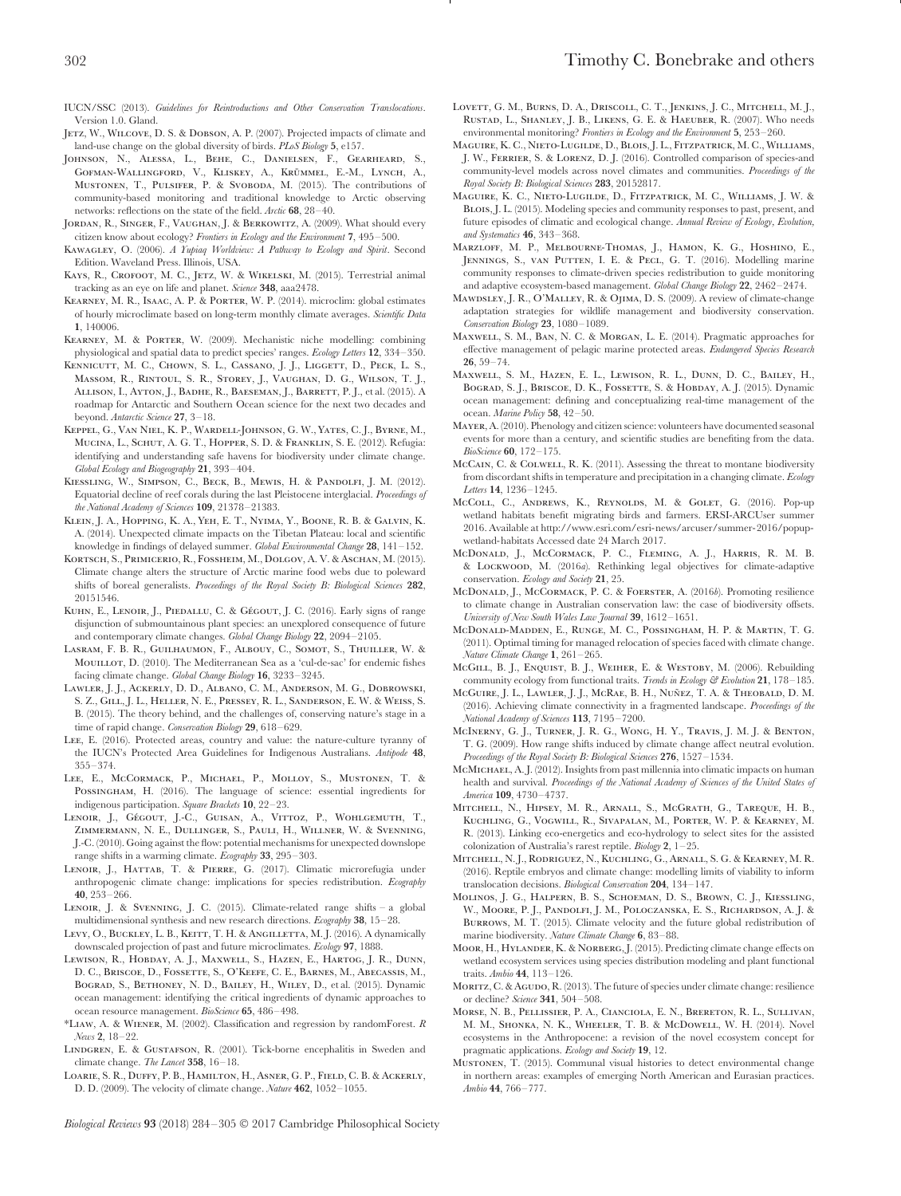IUCN/SSC (2013). *Guidelines for Reintroductions and Other Conservation Translocations*. Version 1.0. Gland.

Jetz, W., Wilcove, D. S. & Dobson, A. P. (2007). Projected impacts of climate and land-use change on the global diversity of birds. *PLoS Biology* **5**, e157.

Johnson, N., Alessa, L., Behe, C., Danielsen, F., Gearheard, S., Gofman-Wallingford, V., Kliskey, A., Krümmel, E.-M., Lynch, A., Mustonen, T., Pulsifer, P. & Svoboda, M. (2015). The contributions of community-based monitoring and traditional knowledge to Arctic observing networks: reflections on the state of the field. *Arctic* **68**, 28–40.

Jordan, R., Singer, F., Vaughan, J. & Berkowitz, A. (2009). What should every citizen know about ecology? *Frontiers in Ecology and the Environment* **7**, 495–500.

Kawagley, O. (2006). *A Yupiaq Worldview: A Pathway to Ecology and Spirit*. Second Edition. Waveland Press. Illinois, USA.

Kays, R., Crofoot, M. C., Jetz, W. & Wikelski, M. (2015). Terrestrial animal tracking as an eye on life and planet. *Science* **348**, aaa2478.

Kearney, M. R., Isaac, A. P. & Porter, W. P. (2014). microclim: global estimates of hourly microclimate based on long-term monthly climate averages. *Scientific Data* **1**, 140006.

Kearney, M. & Porter, W. (2009). Mechanistic niche modelling: combining physiological and spatial data to predict species' ranges. *Ecology Letters* **12**, 334–350.

Kennicutt, M. C., Chown, S. L., Cassano, J. J., Liggett, D., Peck, L. S., Massom, R., Rintoul, S. R., Storey, J., Vaughan, D. G., Wilson, T. J., Allison, I., Ayton, J., Badhe, R., Baeseman, J., Barrett, P. J., et al. (2015). A roadmap for Antarctic and Southern Ocean science for the next two decades and beyond. *Antarctic Science* **27**, 3–18.

Keppel, G., Van Niel, K. P., Wardell-Johnson, G. W., Yates, C. J., Byrne, M., Mucina, L., Schut, A. G. T., Hopper, S. D. & Franklin, S. E. (2012). Refugia: identifying and understanding safe havens for biodiversity under climate change. *Global Ecology and Biogeography* **21**, 393–404.

Kiessling, W., Simpson, C., Beck, B., Mewis, H. & Pandolfi, J. M. (2012). Equatorial decline of reef corals during the last Pleistocene interglacial. *Proceedings of the National Academy of Sciences* **109**, 21378–21383.

Klein, J. A., Hopping, K. A., Yeh, E. T., Nyima, Y., Boone, R. B. & Galvin, K. A. (2014). Unexpected climate impacts on the Tibetan Plateau: local and scientific knowledge in findings of delayed summer. *Global Environmental Change* **28**, 141–152.

Kortsch, S., Primicerio, R., Fossheim, M., Dolgov, A. V. & Aschan, M. (2015). Climate change alters the structure of Arctic marine food webs due to poleward shifts of boreal generalists. *Proceedings of the Royal Society B: Biological Sciences* **282**, 20151546.

Kuhn, E., Lenoir, J., Piedallu, C. & Gégout, J. C. (2016). Early signs of range disjunction of submountainous plant species: an unexplored consequence of future and contemporary climate changes. *Global Change Biology* **22**, 2094–2105.

Lasram, F. B. R., Guilhaumon, F., Albouy, C., Somot, S., Thuiller, W. & Mouillot, D. (2010). The Mediterranean Sea as a 'cul-de-sac' for endemic fishes facing climate change. *Global Change Biology* **16**, 3233–3245.

Lawler, J. J., Ackerly, D. D., Albano, C. M., Anderson, M. G., Dobrowski, S. Z., Gill, J. L., Heller, N. E., Pressey, R. L., Sanderson, E. W. & Weiss, S. B. (2015). The theory behind, and the challenges of, conserving nature's stage in a time of rapid change. *Conservation Biology* **29**, 618–629.

Lee, E. (2016). Protected areas, country and value: the nature-culture tyranny of the IUCN's Protected Area Guidelines for Indigenous Australians. *Antipode* **48**, 355–374.

Lee, E., McCormack, P., Michael, P., Molloy, S., Mustonen, T. & Possingham, H. (2016). The language of science: essential ingredients for indigenous participation. *Square Brackets* **10**, 22–23.

Lenoir, J., Gégout, J.-C., Guisan, A., Vittoz, P., Wohlgemuth, T., Zimmermann, N. E., Dullinger, S., Pauli, H., Willner, W. & Svenning, J.-C. (2010). Going against the flow: potential mechanisms for unexpected downslope range shifts in a warming climate. *Ecography* **33**, 295–303.

Lenoir, J., Hattab, T. & Pierre, G. (2017). Climatic microrefugia under anthropogenic climate change: implications for species redistribution. *Ecography* **40**, 253–266.

Lenoir, J. & Svenning, J. C. (2015). Climate-related range shifts – a global multidimensional synthesis and new research directions. *Ecography* **38**, 15–28.

Levy, O., Buckley, L. B., Keitt, T. H. & Angilletta, M. J. (2016). A dynamically downscaled projection of past and future microclimates. *Ecology* **97**, 1888.

Lewison, R., Hobday, A. J., Maxwell, S., Hazen, E., Hartog, J. R., Dunn, D. C., Briscoe, D., Fossette, S., O'Keefe, C. E., Barnes, M., Abecassis, M., Bograd, S., Bethoney, N. D., Bailey, H., Wiley, D., et al. (2015). Dynamic ocean management: identifying the critical ingredients of dynamic approaches to ocean resource management. *BioScience* **65**, 486–498.

*Liaw, A. & Wiener, M. (2002). Classification and regression by randomForest. *R News* **2**, 18–22.

Lindgren, E. & Gustafson, R. (2001). Tick-borne encephalitis in Sweden and climate change. *The Lancet* **358**, 16–18.

Loarie, S. R., Duffy, P. B., Hamilton, H., Asner, G. P., Field, C. B. & Ackerly, D. D. (2009). The velocity of climate change. *Nature* **462**, 1052–1055.

Lovett, G. M., Burns, D. A., Driscoll, C. T., Jenkins, J. C., Mitchell, M. J., Rustad, L., Shanley, J. B., Likens, G. E. & Haeuber, R. (2007). Who needs environmental monitoring? *Frontiers in Ecology and the Environment* **5**, 253–260.

Maguire, K. C., Nieto-Lugilde, D., Blois, J. L., Fitzpatrick, M. C., Williams, J. W., Ferrier, S. & Lorenz, D. J. (2016). Controlled comparison of species- and community-level models across novel climates and communities. *Proceedings of the Royal Society B: Biological Sciences* **283**, 20152817.

Maguire, K. C., Nieto-Lugilde, D., Fitzpatrick, M. C., Williams, J. W. & Blois, J. L. (2015). Modeling species and community responses to past, present, and future episodes of climatic and ecological change. *Annual Review of Ecology, Evolution, and Systematics* **46**, 343–368.

Marzloff, M. P., Melbourne-Thomas, J., Hamon, K. G., Hoshino, E., Jennings, S., van Putten, I. E. & Pecl, G. T. (2016). Modelling marine community responses to climate-driven species redistribution to guide monitoring and adaptive ecosystem-based management. *Global Change Biology* **22**, 2462–2474.

Mawdsley, J. R., O'Malley, R. & Ojima, D. S. (2009). A review of climate-change adaptation strategies for wildlife management and biodiversity conservation. *Conservation Biology* **23**, 1080–1089.

Maxwell, S. M., Ban, N. C. & Morgan, L. E. (2014). Pragmatic approaches for effective management of pelagic marine protected areas. *Endangered Species Research* **26**, 59–74.

Maxwell, S. M., Hazen, E. L., Lewison, R. L., Dunn, D. C., Bailey, H., Bograd, S. J., Briscoe, D. K., Fossette, S. & Hobday, A. J. (2015). Dynamic ocean management: defining and conceptualizing real-time management of the ocean. *Marine Policy* **58**, 42–50.

Mayer, A. (2010). Phenology and citizen science: volunteers have documented seasonal events for more than a century, and scientific studies are benefiting from the data. *BioScience* **60**, 172–175.

McCain, C. & Colwell, R. K. (2011). Assessing the threat to montane biodiversity from discordant shifts in temperature and precipitation in a changing climate. *Ecology Letters* **14**, 1236–1245.

McColl, C., Andrews, K., Reynolds, M. & Golet, G. (2016). Pop-up wetland habitats benefit migrating birds and farmers. ERSI-ARCUser summer 2016. Available at http://www.esri.com/esri-news/arcuser/summer-2016/popup-wetland-habitats Accessed date 24 March 2017.

McDonald, J., McCormack, P. C., Fleming, A. J., Harris, R. M. B. & Lockwood, M. (2016*a*). Rethinking legal objectives for climate-adaptive conservation. *Ecology and Society* **21**, 25.

McDonald, J., McCormack, P. C. & Foerster, A. (2016*b*). Promoting resilience to climate change in Australian conservation law: the case of biodiversity offsets. *University of New South Wales Law Journal* **39**, 1612–1651.

McDonald-Madden, E., Runge, M. C., Possingham, H. P. & Martin, T. G. (2011). Optimal timing for managed relocation of species faced with climate change. *Nature Climate Change* **1**, 261–265.

McGill, B. J., Enquist, B. J., Weiher, E. & Westoby, M. (2006). Rebuilding community ecology from functional traits. *Trends in Ecology & Evolution* **21**, 178–185.

McGuire, J. L., Lawler, J. J., McRae, B. H., Nuñez, T. A. & Theobald, D. M. (2016). Achieving climate connectivity in a fragmented landscape. *Proceedings of the National Academy of Sciences* **113**, 7195–7200.

McInerny, G. J., Turner, J. R. G., Wong, H. Y., Travis, J. M. J. & Benton, T. G. (2009). How range shifts induced by climate change affect neutral evolution. *Proceedings of the Royal Society B: Biological Sciences* **276**, 1527–1534.

McMichael, A. J. (2012). Insights from past millennia into climatic impacts on human health and survival. *Proceedings of the National Academy of Sciences of the United States of America* **109**, 4730–4737.

Mitchell, N., Hipsey, M. R., Arnall, S., McGrath, G., Tareque, H. B., Kuchling, G., Vogwill, R., Sivapalan, M., Porter, W. P. & Kearney, M. R. (2013). Linking eco-energetics and eco-hydrology to select sites for the assisted colonization of Australia's rarest reptile. *Biology* **2**, 1–25.

Mitchell, N. J., Rodriguez, N., Kuchling, G., Arnall, S. G. & Kearney, M. R. (2016). Reptile embryos and climate change: modelling limits of viability to inform translocation decisions. *Biological Conservation* **204**, 134–147.

Molinos, J. G., Halpern, B. S., Schoeman, D. S., Brown, C. J., Kiessling, W., Moore, P. J., Pandolfi, J. M., Poloczanska, E. S., Richardson, A. J. & Burrows, M. T. (2015). Climate velocity and the future global redistribution of marine biodiversity. *Nature Climate Change* **6**, 83–88.

Moor, H., Hylander, K. & Norberg, J. (2015). Predicting climate change effects on wetland ecosystem services using species distribution modeling and plant functional traits. *Ambio* **44**, 113–126.

Moritz, C. & Agudo, R. (2013). The future of species under climate change: resilience or decline? *Science* **341**, 504–508.

Morse, N. B., Pellissier, P. A., Cianciola, E. N., Brereton, R. L., Sullivan, M. M., Shonka, N. K., Wheeler, T. B. & McDowell, W. H. (2014). Novel ecosystems in the Anthropocene: a revision of the novel ecosystem concept for pragmatic applications. *Ecology and Society* **19**, 12.

Mustonen, T. (2015). Communal visual histories to detect environmental change in northern areas: examples of emerging North American and Eurasian practices. *Ambio* **44**, 766–777.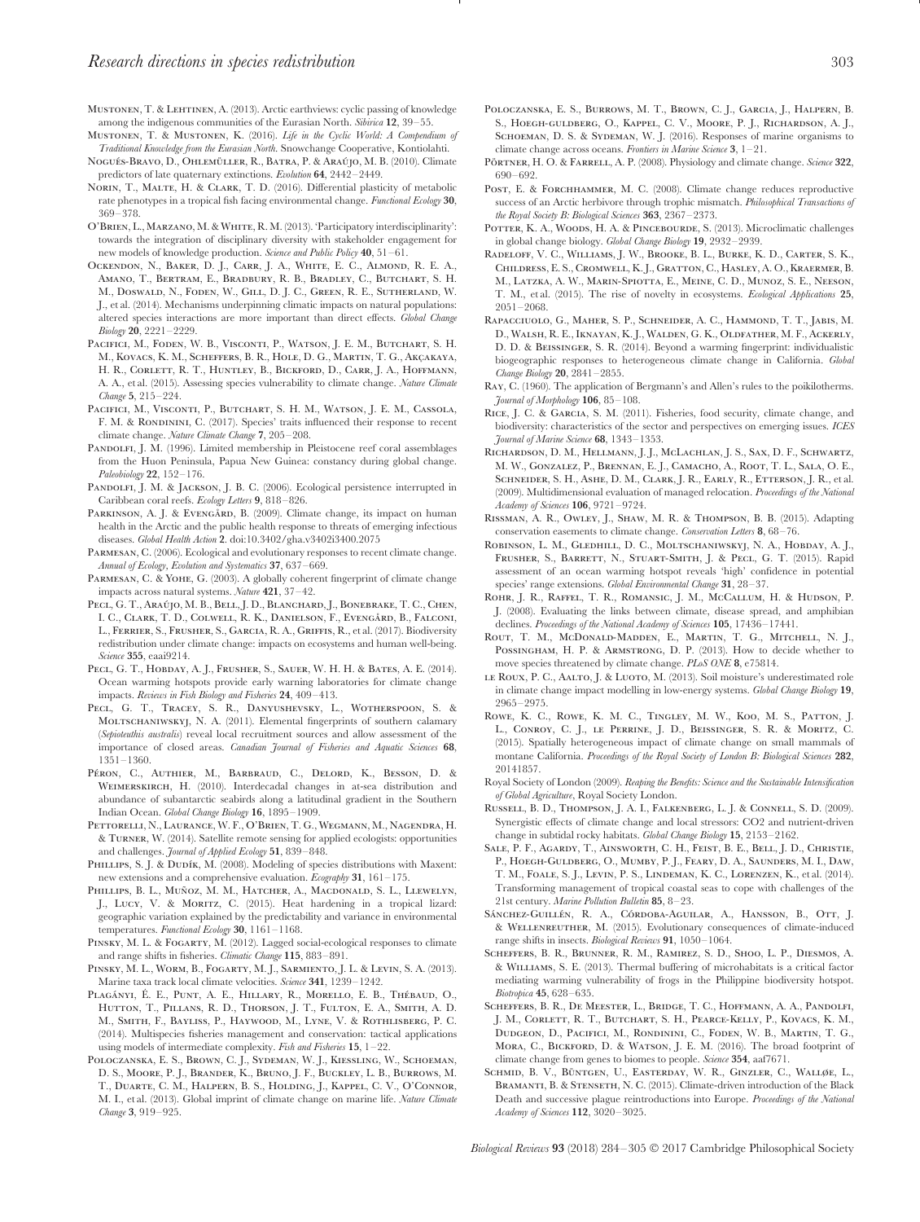Mustonen, T. & Lehtinen, A. (2013). Arctic earthviews: cyclic passing of knowledge among the indigenous communities of the Eurasian North. *Sibirica* **12**, 39–55.

Mustonen, T. & Mustonen, K. (2016). *Life in the Cyclic World: A Compendium of Traditional Knowledge from the Eurasian North*. Snowchange Cooperative, Kontiolahti.

Nogués-Bravo, D., Ohlemüller, R., Batra, P. & Araújo, M. B. (2010). Climate predictors of late quaternary extinctions. *Evolution* **64**, 2442–2449.

Norin, T., Malte, H. & Clark, T. D. (2016). Differential plasticity of metabolic rate phenotypes in a tropical fish facing environmental change. *Functional Ecology* **30**, 369–378.

O'Brien, L., Marzano, M. & White, R. M. (2013). 'Participatory interdisciplinarity': towards the integration of disciplinary diversity with stakeholder engagement for new models of knowledge production. *Science and Public Policy* **40**, 51–61.

Ockendon, N., Baker, D. J., Carr, J. A., White, E. C., Almond, R. E. A., Amano, T., Bertram, E., Bradbury, R. B., Bradley, C., Butchart, S. H. M., Doswald, N., Foden, W., Gill, D. J. C., Green, R. E., Sutherland, W. J., et al. (2014). Mechanisms underpinning climatic impacts on natural populations: altered species interactions are more important than direct effects. *Global Change Biology* **20**, 2221–2229.

Pacifici, M., Foden, W. B., Visconti, P., Watson, J. E. M., Butchart, S. H. M., Kovacs, K. M., Scheffers, B. R., Hole, D. G., Martin, T. G., Akçakaya, H. R., Corlett, R. T., Huntley, B., Bickford, D., Carr, J. A., Hoffmann, A. A., et al. (2015). Assessing species vulnerability to climate change. *Nature Climate Change* **5**, 215–224.

Pacifici, M., Visconti, P., Butchart, S. H. M., Watson, J. E. M., Cassola, F. M. & Rondinini, C. (2017). Species' traits influenced their response to recent climate change. *Nature Climate Change* **7**, 205–208.

Pandolfi, J. M. (1996). Limited membership in Pleistocene reef coral assemblages from the Huon Peninsula, Papua New Guinea: constancy during global change. *Paleobiology* **22**, 152–176.

Pandolfi, J. M. & Jackson, J. B. C. (2006). Ecological persistence interrupted in Caribbean coral reefs. *Ecology Letters* **9**, 818–826.

Parkinson, A. J. & Evengård, B. (2009). Climate change, its impact on human health in the Arctic and the public health response to threats of emerging infectious diseases. *Global Health Action* **2**. doi:10.3402/gha.v3402i3400.2075

Parmesan, C. (2006). Ecological and evolutionary responses to recent climate change. *Annual of Ecology, Evolution and Systematics* **37**, 637–669.

Parmesan, C. & Yohe, G. (2003). A globally coherent fingerprint of climate change impacts across natural systems. *Nature* **421**, 37–42.

Pecl, G. T., Araújo, M. B., Bell, J. D., Blanchard, J., Bonebrake, T. C., Chen, I. C., Clark, T. D., Colwell, R. K., Danielson, F., Evengård, B., Falconi, L., Ferrier, S., Frusher, S., Garcia, R. A., Griffis, R., et al. (2017). Biodiversity redistribution under climate change: impacts on ecosystems and human well-being. *Science* **355**, eaai9214.

Pecl, G. T., Hobday, A. J., Frusher, S., Sauer, W. H. H. & Bates, A. E. (2014). Ocean warming hotspots provide early warning laboratories for climate change impacts. *Reviews in Fish Biology and Fisheries* **24**, 409–413.

Pecl, G. T., Tracey, S. R., Danyushevsky, L., Wotherspoon, S. & Moltschaniwskyj, N. A. (2011). Elemental fingerprints of southern calamary (*Sepioteuthis australis*) reveal local recruitment sources and allow assessment of the importance of closed areas. *Canadian Journal of Fisheries and Aquatic Sciences* **68**, 1351–1360.

Péron, C., Authier, M., Barbraud, C., Delord, K., Besson, D. & Weimerskirch, H. (2010). Interdecadal changes in at-sea distribution and abundance of subantarctic seabirds along a latitudinal gradient in the Southern Indian Ocean. *Global Change Biology* **16**, 1895–1909.

Pettorelli, N., Laurance, W. F., O'Brien, T. G., Wegmann, M., Nagendra, H. & Turner, W. (2014). Satellite remote sensing for applied ecologists: opportunities and challenges. *Journal of Applied Ecology* **51**, 839–848.

Phillips, S. J. & Dudík, M. (2008). Modeling of species distributions with Maxent: new extensions and a comprehensive evaluation. *Ecography* **31**, 161–175.

Phillips, B. L., Muñoz, M. M., Hatcher, A., Macdonald, S. L., Llewelyn, J., Lucy, V. & Moritz, C. (2015). Heat hardening in a tropical lizard: geographic variation explained by the predictability and variance in environmental temperatures. *Functional Ecology* **30**, 1161–1168.

Pinsky, M. L. & Fogarty, M. (2012). Lagged social-ecological responses to climate and range shifts in fisheries. *Climatic Change* **115**, 883–891.

Pinsky, M. L., Worm, B., Fogarty, M. J., Sarmiento, J. L. & Levin, S. A. (2013). Marine taxa track local climate velocities. *Science* **341**, 1239–1242.

Plagányi, É. E., Punt, A. E., Hillary, R., Morello, E. B., Thébaud, O., Hutton, T., Pillans, R. D., Thorson, J. T., Fulton, E. A., Smith, A. D. M., Smith, F., Bayliss, P., Haywood, M., Lyne, V. & Rothlisberg, P. C. (2014). Multispecies fisheries management and conservation: tactical applications using models of intermediate complexity. *Fish and Fisheries* **15**, 1–22.

Poloczanska, E. S., Brown, C. J., Sydeman, W. J., Kiessling, W., Schoeman, D. S., Moore, P. J., Brander, K., Bruno, J. F., Buckley, L. B., Burrows, M. T., Duarte, C. M., Halpern, B. S., Holding, J., Kappel, C. V., O'Connor, M. I., et al. (2013). Global imprint of climate change on marine life. *Nature Climate Change* **3**, 919–925.

Poloczanska, E. S., Burrows, M. T., Brown, C. J., Garcia, J., Halpern, B. S., Hoegh-guldberg, O., Kappel, C. V., Moore, P. J., Richardson, A. J., Schoeman, D. S. & Sydeman, W. J. (2016). Responses of marine organisms to climate change across oceans. *Frontiers in Marine Science* **3**, 1–21.

Pörtner, H. O. & Farrell, A. P. (2008). Physiology and climate change. *Science* **322**, 690–692.

Post, E. & Forchhammer, M. C. (2008). Climate change reduces reproductive success of an Arctic herbivore through trophic mismatch. *Philosophical Transactions of the Royal Society B: Biological Sciences* **363**, 2367–2373.

Potter, K. A., Woods, H. A. & Pincebourde, S. (2013). Microclimatic challenges in global change biology. *Global Change Biology* **19**, 2932–2939.

Radeloff, V. C., Williams, J. W., Brooke, B. L., Burke, K. D., Carter, S. K., Childress, E. S., Cromwell, K. J., Gratton, C., Hasley, A. O., Kraermer, B. M., Latzka, A. W., Marin-Spiotta, E., Meine, C. D., Munoz, S. E., Neeson, T. M., et al. (2015). The rise of novelty in ecosystems. *Ecological Applications* **25**, 2051–2068.

Rapacciuolo, G., Maher, S. P., Schneider, A. C., Hammond, T. T., Jabis, M. D., Walsh, R. E., Iknayan, K. J., Walden, G. K., Oldfather, M. F., Ackerly, D. D. & Beissinger, S. R. (2014). Beyond a warming fingerprint: individualistic biogeographic responses to heterogeneous climate change in California. *Global Change Biology* **20**, 2841–2855.

Ray, C. (1960). The application of Bergmann's and Allen's rules to the poikilotherms. *Journal of Morphology* **106**, 85–108.

Rice, J. C. & Garcia, S. M. (2011). Fisheries, food security, climate change, and biodiversity: characteristics of the sector and perspectives on emerging issues. *ICES Journal of Marine Science* **68**, 1343–1353.

Richardson, D. M., Hellmann, J. J., McLachlan, J. S., Sax, D. F., Schwartz, M. W., Gonzalez, P., Brennan, E. J., Camacho, A., Root, T. L., Sala, O. E., Schneider, S. H., Ashe, D. M., Clark, J. R., Early, R., Etterson, J. R., et al. (2009). Multidimensional evaluation of managed relocation. *Proceedings of the National Academy of Sciences* **106**, 9721–9724.

Rissman, A. R., Owley, J., Shaw, M. R. & Thompson, B. B. (2015). Adapting conservation easements to climate change. *Conservation Letters* **8**, 68–76.

Robinson, L. M., Gledhill, D. C., Moltschaniwskyj, N. A., Hobday, A. J., Frusher, S., Barrett, N., Stuart-Smith, J. & Pecl, G. T. (2015). Rapid assessment of an ocean warming hotspot reveals 'high' confidence in potential species' range extensions. *Global Environmental Change* **31**, 28–37.

Rohr, J. R., Raffel, T. R., Romansic, J. M., McCallum, H. & Hudson, P. J. (2008). Evaluating the links between climate, disease spread, and amphibian declines. *Proceedings of the National Academy of Sciences* **105**, 17436–17441.

Rout, T. M., McDonald-Madden, E., Martin, T. G., Mitchell, N. J., Possingham, H. P. & Armstrong, D. P. (2013). How to decide whether to move species threatened by climate change. *PLoS ONE* **8**, e75814.

le Roux, P. C., Aalto, J. & Luoto, M. (2013). Soil moisture's underestimated role in climate change impact modelling in low-energy systems. *Global Change Biology* **19**, 2965–2975.

Rowe, K. C., Rowe, K. M. C., Tingley, M. W., Koo, M. S., Patton, J. L., Conroy, C. J., le Perrine, J. D., Beissinger, S. R. & Moritz, C. (2015). Spatially heterogeneous impact of climate change on small mammals of montane California. *Proceedings of the Royal Society of London B: Biological Sciences* **282**, 20141857.

Royal Society of London (2009). *Reaping the Benefits: Science and the Sustainable Intensification of Global Agriculture*, Royal Society London.

Russell, B. D., Thompson, J. A. I., Falkenberg, L. J. & Connell, S. D. (2009). Synergistic effects of climate change and local stressors: CO2 and nutrient-driven change in subtidal rocky habitats. *Global Change Biology* **15**, 2153–2162.

Sale, P. F., Agardy, T., Ainsworth, C. H., Feist, B. E., Bell, J. D., Christie, P., Hoegh-Guldberg, O., Mumby, P. J., Feary, D. A., Saunders, M. I., Daw, T. M., Foale, S. J., Levin, P. S., Lindeman, K. C., Lorenzen, K., et al. (2014). Transforming management of tropical coastal seas to cope with challenges of the 21st century. *Marine Pollution Bulletin* **85**, 8–23.

Sánchez-Guillén, R. A., Córdoba-Aguilar, A., Hansson, B., Ott, J. & Wellenreuther, M. (2015). Evolutionary consequences of climate-induced range shifts in insects. *Biological Reviews* **91**, 1050–1064.

Scheffers, B. R., Brunner, R. M., Ramirez, S. D., Shoo, L. P., Diesmos, A. & Williams, S. E. (2013). Thermal buffering of microhabitats is a critical factor mediating warming vulnerability of frogs in the Philippine biodiversity hotspot. *Biotropica* **45**, 628–635.

Scheffers, B. R., De Meester, L., Bridge, T. C., Hoffmann, A. A., Pandolfi, J. M., Corlett, R. T., Butchart, S. H., Pearce-Kelly, P., Kovacs, K. M., Dudgeon, D., Pacifici, M., Rondinini, C., Foden, W. B., Martin, T. G., Mora, C., Bickford, D. & Watson, J. E. M. (2016). The broad footprint of climate change from genes to biomes to people. *Science* **354**, aaf7671.

Schmid, B. V., Büntgen, U., Easterday, W. R., Ginzler, C., Walløe, L., Bramanti, B. & Stenseth, N. C. (2015). Climate-driven introduction of the Black Death and successive plague reintroductions into Europe. *Proceedings of the National Academy of Sciences* **112**, 3020–3025.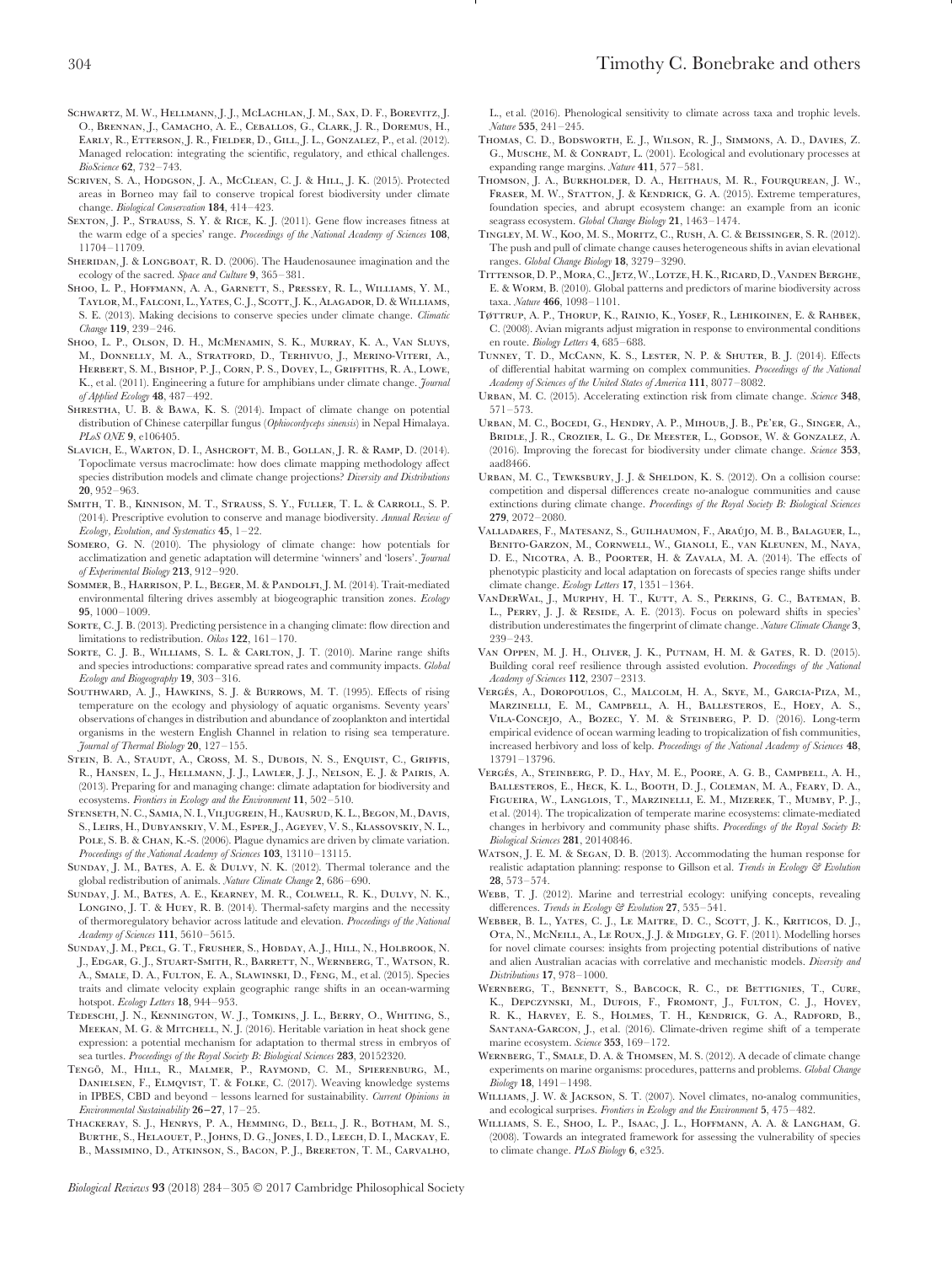Schwartz, M. W., Hellmann, J. J., McLachlan, J. M., Sax, D. F., Borevitz, J. O., Brennan, J., Camacho, A. E., Ceballos, G., Clark, J. R., Doremus, H., Early, R., Etterson, J. R., Fielder, D., Gill, J. L., Gonzalez, P., et al. (2012). Managed relocation: integrating the scientific, regulatory, and ethical challenges. *BioScience* **62**, 732–743.

Scriven, S. A., Hodgson, J. A., McClean, C. J. & Hill, J. K. (2015). Protected areas in Borneo may fail to conserve tropical forest biodiversity under climate change. *Biological Conservation* **184**, 414–423.

Sexton, J. P., Strauss, S. Y. & Rice, K. J. (2011). Gene flow increases fitness at the warm edge of a species' range. *Proceedings of the National Academy of Sciences* **108**, 11704–11709.

Sheridan, J. & Longboat, R. D. (2006). The Haudenosaunee imagination and the ecology of the sacred. *Space and Culture* **9**, 365–381.

Shoo, L. P., Hoffmann, A. A., Garnett, S., Pressey, R. L., Williams, Y. M., Taylor, M., Falconi, L., Yates, C. J., Scott, J. K., Alagador, D. & Williams, S. E. (2013). Making decisions to conserve species under climate change. *Climatic Change* **119**, 239–246.

Shoo, L. P., Olson, D. H., McMenamin, S. K., Murray, K. A., Van Sluys, M., Donnelly, M. A., Stratford, D., Terhivuo, J., Merino-Viteri, A., Herbert, S. M., Bishop, P. J., Corn, P. S., Dovey, L., Griffiths, R. A., Lowe, K., et al. (2011). Engineering a future for amphibians under climate change. *Journal of Applied Ecology* **48**, 487–492.

Shrestha, U. B. & Bawa, K. S. (2014). Impact of climate change on potential distribution of Chinese caterpillar fungus (*Ophiocordyceps sinensis*) in Nepal Himalaya. *PLoS ONE* **9**, e106405.

Slavich, E., Warton, D. I., Ashcroft, M. B., Gollan, J. R. & Ramp, D. (2014). Topoclimate versus macroclimate: how does climate mapping methodology affect species distribution models and climate change projections? *Diversity and Distributions* **20**, 952–963.

Smith, T. B., Kinnison, M. T., Strauss, S. Y., Fuller, T. L. & Carroll, S. P. (2014). Prescriptive evolution to conserve and manage biodiversity. *Annual Review of Ecology, Evolution, and Systematics* **45**, 1–22.

Somero, G. N. (2010). The physiology of climate change: how potentials for acclimatization and genetic adaptation will determine 'winners' and 'losers'. *Journal of Experimental Biology* **213**, 912–920.

Sommer, B., Harrison, P. L., Beger, M. & Pandolfi, J. M. (2014). Trait-mediated environmental filtering drives assembly at biogeographic transition zones. *Ecology* **95**, 1000–1009.

Sorte, C. J. B. (2013). Predicting persistence in a changing climate: flow direction and limitations to redistribution. *Oikos* **122**, 161–170.

Sorte, C. J. B., Williams, S. L. & Carlton, J. T. (2010). Marine range shifts and species introductions: comparative spread rates and community impacts. *Global Ecology and Biogeography* **19**, 303–316.

Southward, A. J., Hawkins, S. J. & Burrows, M. T. (1995). Effects of rising temperature on the ecology and physiology of aquatic organisms. Seventy years' observations of changes in distribution and abundance of zooplankton and intertidal organisms in the western English Channel in relation to rising sea temperature. *Journal of Thermal Biology* **20**, 127–155.

Stein, B. A., Staudt, A., Cross, M. S., Dubois, N. S., Enquist, C., Griffis, R., Hansen, L. J., Hellmann, J. J., Lawler, J. J., Nelson, E. J. & Pairis, A. (2013). Preparing for and managing change: climate adaptation for biodiversity and ecosystems. *Frontiers in Ecology and the Environment* **11**, 502–510.

Stenseth, N. C., Samia, N. I., Viljugrein, H., Kausrud, K. L., Begon, M., Davis, S., Leirs, H., Dubyanskiy, V. M., Esper, J., Ageyev, V. S., Klassovskiy, N. L., Pole, S. B. & Chan, K.-S. (2006). Plague dynamics are driven by climate variation. *Proceedings of the National Academy of Sciences* **103**, 13110–13115.

Sunday, J. M., Bates, A. E. & Dulvy, N. K. (2012). Thermal tolerance and the global redistribution of animals. *Nature Climate Change* **2**, 686–690.

Sunday, J. M., Bates, A. E., Kearney, M. R., Colwell, R. K., Dulvy, N. K., Longino, J. T. & Huey, R. B. (2014). Thermal-safety margins and the necessity of thermoregulatory behavior across latitude and elevation. *Proceedings of the National Academy of Sciences* **111**, 5610–5615.

Sunday, J. M., Pecl, G. T., Frusher, S., Hobday, A. J., Hill, N., Holbrook, N. J., Edgar, G. J., Stuart-Smith, R., Barrett, N., Wernberg, T., Watson, R. A., Smale, D. A., Fulton, E. A., Slawinski, D., Feng, M., et al. (2015). Species traits and climate velocity explain geographic range shifts in an ocean-warming hotspot. *Ecology Letters* **18**, 944–953.

Tedeschi, J. N., Kennington, W. J., Tomkins, J. L., Berry, O., Whiting, S., Meekan, M. G. & Mitchell, N. J. (2016). Heritable variation in heat shock gene expression: a potential mechanism for adaptation to thermal stress in embryos of sea turtles. *Proceedings of the Royal Society B: Biological Sciences* **283**, 20152320.

Tengö, M., Hill, R., Malmer, P., Raymond, C. M., Spierenburg, M., Danielsen, F., Elmqvist, T. & Folke, C. (2017). Weaving knowledge systems in IPBES, CBD and beyond – lessons learned for sustainability. *Current Opinions in Environmental Sustainability* **26–27**, 17–25.

Thackeray, S. J., Henrys, P. A., Hemming, D., Bell, J. R., Botham, M. S., Burthe, S., Helaouet, P., Johns, D. G., Jones, I. D., Leech, D. I., Mackay, E. B., Massimino, D., Atkinson, S., Bacon, P. J., Brereton, T. M., Carvalho, L., et al. (2016). Phenological sensitivity to climate across taxa and trophic levels. *Nature* **535**, 241–245.

Thomas, C. D., Bodsworth, E. J., Wilson, R. J., Simmons, A. D., Davies, Z. G., Musche, M. & Conradt, L. (2001). Ecological and evolutionary processes at expanding range margins. *Nature* **411**, 577–581.

Thomson, J. A., Burkholder, D. A., Heithaus, M. R., Fourqurean, J. W., Fraser, M. W., Statton, J. & Kendrick, G. A. (2015). Extreme temperatures, foundation species, and abrupt ecosystem change: an example from an iconic seagrass ecosystem. *Global Change Biology* **21**, 1463–1474.

Tingley, M. W., Koo, M. S., Moritz, C., Rush, A. C. & Beissinger, S. R. (2012). The push and pull of climate change causes heterogeneous shifts in avian elevational ranges. *Global Change Biology* **18**, 3279–3290.

Tittensor, D. P., Mora, C., Jetz, W., Lotze, H. K., Ricard, D., Vanden Berghe, E. & Worm, B. (2010). Global patterns and predictors of marine biodiversity across taxa. *Nature* **466**, 1098–1101.

Tøttrup, A. P., Thorup, K., Rainio, K., Yosef, R., Lehikoinen, E. & Rahbek, C. (2008). Avian migrants adjust migration in response to environmental conditions en route. *Biology Letters* **4**, 685–688.

Tunney, T. D., McCann, K. S., Lester, N. P. & Shuter, B. J. (2014). Effects of differential habitat warming on complex communities. *Proceedings of the National Academy of Sciences of the United States of America* **111**, 8077–8082.

Urban, M. C. (2015). Accelerating extinction risk from climate change. *Science* **348**, 571–573.

Urban, M. C., Bocedi, G., Hendry, A. P., Mihoub, J. B., Pe'er, G., Singer, A., Bridle, J. R., Crozier, L. G., De Meester, L., Godsoe, W. & Gonzalez, A. (2016). Improving the forecast for biodiversity under climate change. *Science* **353**, aad8466.

Urban, M. C., Tewksbury, J. J. & Sheldon, K. S. (2012). On a collision course: competition and dispersal differences create no-analogue communities and cause extinctions during climate change. *Proceedings of the Royal Society B: Biological Sciences* **279**, 2072–2080.

Valladares, F., Matesanz, S., Guilhaumon, F., Araújo, M. B., Balaguer, L., Benito-Garzon, M., Cornwell, W., Gianoli, E., van Kleunen, M., Naya, D. E., Nicotra, A. B., Poorter, H. & Zavala, M. A. (2014). The effects of phenotypic plasticity and local adaptation on forecasts of species range shifts under climate change. *Ecology Letters* **17**, 1351–1364.

VanDerWal, J., Murphy, H. T., Kutt, A. S., Perkins, G. C., Bateman, B. L., Perry, J. J. & Reside, A. E. (2013). Focus on poleward shifts in species' distribution underestimates the fingerprint of climate change. *Nature Climate Change* **3**, 239–243.

Van Oppen, M. J. H., Oliver, J. K., Putnam, H. M. & Gates, R. D. (2015). Building coral reef resilience through assisted evolution. *Proceedings of the National Academy of Sciences* **112**, 2307–2313.

Vergés, A., Doropoulos, C., Malcolm, H. A., Skye, M., Garcia-Piza, M., Marzinelli, E. M., Campbell, A. H., Ballesteros, E., Hoey, A. S., Vila-Concejo, A., Bozec, Y. M. & Steinberg, P. D. (2016). Long-term empirical evidence of ocean warming leading to tropicalization of fish communities, increased herbivory and loss of kelp. *Proceedings of the National Academy of Sciences* **48**, 13791–13796.

Vergés, A., Steinberg, P. D., Hay, M. E., Poore, A. G. B., Campbell, A. H., Ballesteros, E., Heck, K. L., Booth, D. J., Coleman, M. A., Feary, D. A., Figueira, W., Langlois, T., Marzinelli, E. M., Mizerek, T., Mumby, P. J., et al. (2014). The tropicalization of temperate marine ecosystems: climate-mediated changes in herbivory and community phase shifts. *Proceedings of the Royal Society B: Biological Sciences* **281**, 20140846.

Watson, J. E. M. & Segan, D. B. (2013). Accommodating the human response for realistic adaptation planning: response to Gillson et al. *Trends in Ecology & Evolution* **28**, 573–574.

Webb, T. J. (2012). Marine and terrestrial ecology: unifying concepts, revealing differences. *Trends in Ecology & Evolution* **27**, 535–541.

Webber, B. L., Yates, C. J., Le Maitre, D. C., Scott, J. K., Kriticos, D. J., Ota, N., McNeill, A., Le Roux, J. J. & Midgley, G. F. (2011). Modelling horses for novel climate courses: insights from projecting potential distributions of native and alien Australian acacias with correlative and mechanistic models. *Diversity and Distributions* **17**, 978–1000.

Wernberg, T., Bennett, S., Babcock, R. C., de Bettignies, T., Cure, K., Depczynski, M., Dufois, F., Fromont, J., Fulton, C. J., Hovey, R. K., Harvey, E. S., Holmes, T. H., Kendrick, G. A., Radford, B., Santana-Garcon, J., et al. (2016). Climate-driven regime shift of a temperate marine ecosystem. *Science* **353**, 169–172.

Wernberg, T., Smale, D. A. & Thomsen, M. S. (2012). A decade of climate change experiments on marine organisms: procedures, patterns and problems. *Global Change Biology* **18**, 1491–1498.

Williams, J. W. & Jackson, S. T. (2007). Novel climates, no-analog communities, and ecological surprises. *Frontiers in Ecology and the Environment* **5**, 475–482.

Williams, S. E., Shoo, L. P., Isaac, J. L., Hoffmann, A. A. & Langham, G. (2008). Towards an integrated framework for assessing the vulnerability of species to climate change. *PLoS Biology* **6**, e325.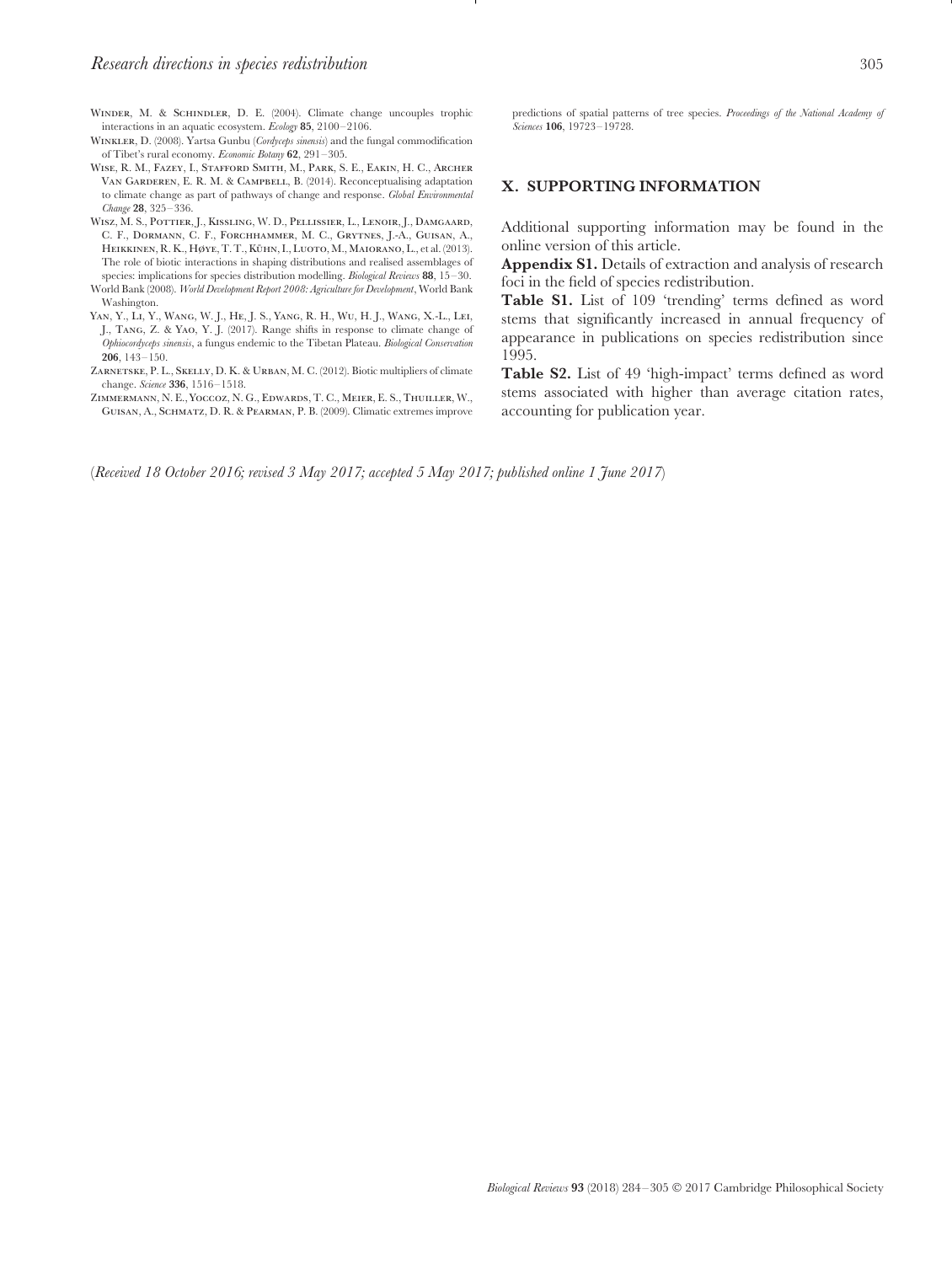Winder, M. & Schindler, D. E. (2004). Climate change uncouples trophic interactions in an aquatic ecosystem. *Ecology* **85**, 2100–2106.

Winkler, D. (2008). Yartsa Gunbu (*Cordyceps sinensis*) and the fungal commodification of Tibet's rural economy. *Economic Botany* **62**, 291–305.

Wise, R. M., Fazey, I., Stafford Smith, M., Park, S. E., Eakin, H. C., Archer Van Garderen, E. R. M. & Campbell, B. (2014). Reconceptualising adaptation to climate change as part of pathways of change and response. *Global Environmental Change* **28**, 325–336.

Wisz, M. S., Pottier, J., Kissling, W. D., Pellissier, L., Lenoir, J., Damgaard, C. F., Dormann, C. F., Forchhammer, M. C., Grytnes, J.-A., Guisan, A., Heikkinen, R. K., Høye, T. T., Kühn, I., Luoto, M., Maiorano, L., et al. (2013). The role of biotic interactions in shaping distributions and realised assemblages of species: implications for species distribution modelling. *Biological Reviews* **88**, 15–30.

World Bank (2008). *World Development Report 2008: Agriculture for Development*, World Bank Washington.

Yan, Y., Li, Y., Wang, W. J., He, J. S., Yang, R. H., Wu, H. J., Wang, X.-L., Lei, J., Tang, Z. & Yao, Y. J. (2017). Range shifts in response to climate change of *Ophiocordyceps sinensis*, a fungus endemic to the Tibetan Plateau. *Biological Conservation* **206**, 143–150.

Zarnetske, P. L., Skelly, D. K. & Urban, M. C. (2012). Biotic multipliers of climate change. *Science* **336**, 1516–1518.

Zimmermann, N. E., Yoccoz, N. G., Edwards, T. C., Meier, E. S., Thuiller, W., Guisan, A., Schmatz, D. R. & Pearman, P. B. (2009). Climatic extremes improve predictions of spatial patterns of tree species. *Proceedings of the National Academy of Sciences* **106**, 19723–19728.

## X. SUPPORTING INFORMATION

Additional supporting information may be found in the online version of this article.

**Appendix S1.** Details of extraction and analysis of research foci in the field of species redistribution.

**Table S1.** List of 109 'trending' terms defined as word stems that significantly increased in annual frequency of appearance in publications on species redistribution since 1995.

**Table S2.** List of 49 'high-impact' terms defined as word stems associated with higher than average citation rates, accounting for publication year.

(*Received 18 October 2016; revised 3 May 2017; accepted 5 May 2017; published online 1 June 2017*)